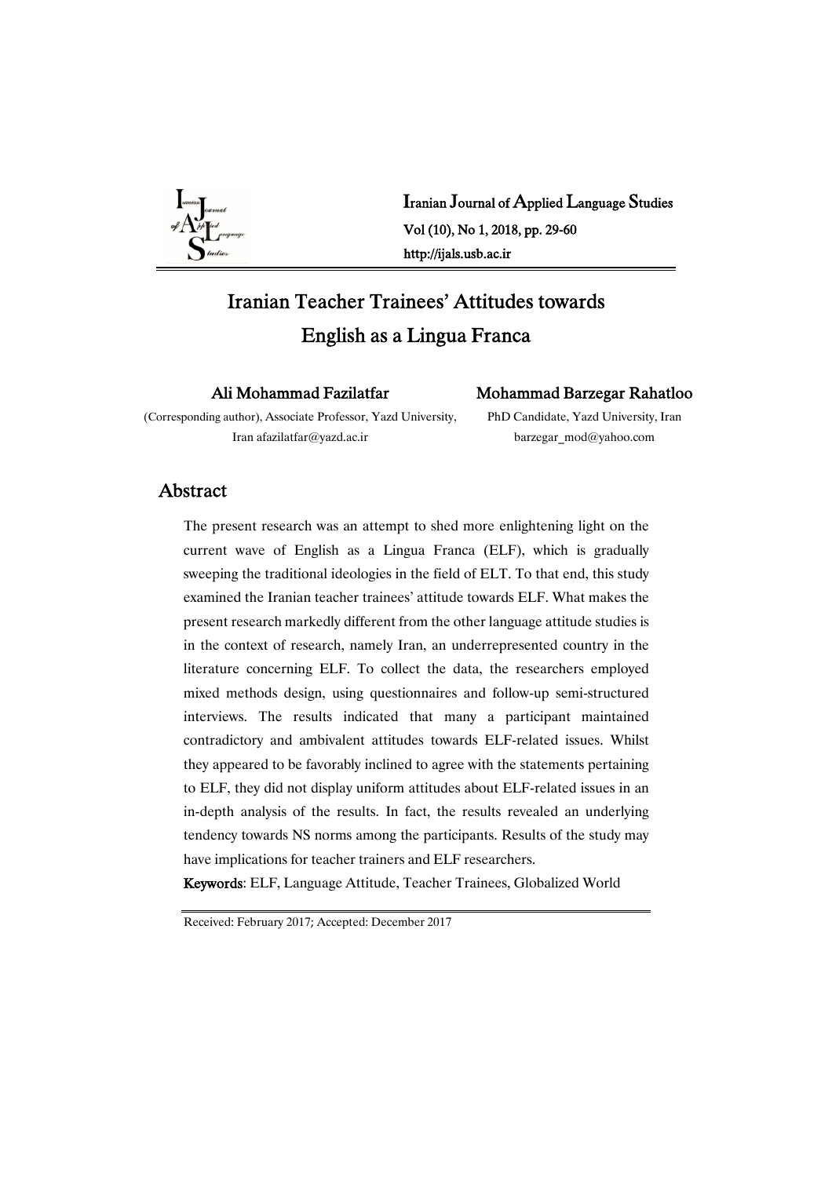# Iranian Teacher Trainees' Attitudes towards English as a Lingua Franca

**Ali Mohammad Fazilatfar**
(Corresponding author), Associate Professor, Yazd University, Iran afazilatfar@yazd.ac.ir

**Mohammad Barzegar Rahatloo**
PhD Candidate, Yazd University, Iran
barzegar_mod@yahoo.com

## Abstract

The present research was an attempt to shed more enlightening light on the current wave of English as a Lingua Franca (ELF), which is gradually sweeping the traditional ideologies in the field of ELT. To that end, this study examined the Iranian teacher trainees' attitude towards ELF. What makes the present research markedly different from the other language attitude studies is in the context of research, namely Iran, an underrepresented country in the literature concerning ELF. To collect the data, the researchers employed mixed methods design, using questionnaires and follow-up semi-structured interviews. The results indicated that many a participant maintained contradictory and ambivalent attitudes towards ELF-related issues. Whilst they appeared to be favorably inclined to agree with the statements pertaining to ELF, they did not display uniform attitudes about ELF-related issues in an in-depth analysis of the results. In fact, the results revealed an underlying tendency towards NS norms among the participants. Results of the study may have implications for teacher trainers and ELF researchers.

**Keywords**: ELF, Language Attitude, Teacher Trainees, Globalized World

Received: February 2017; Accepted: December 2017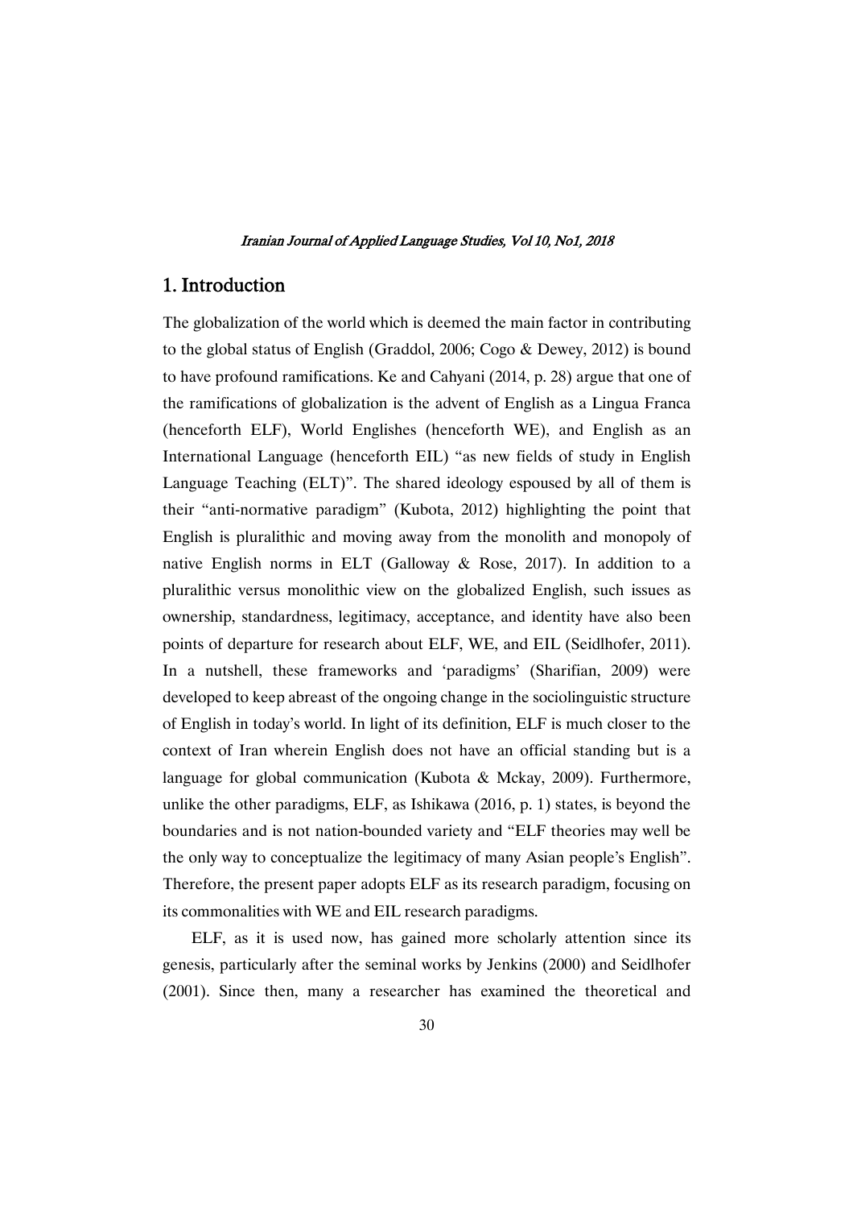## 1. Introduction

The globalization of the world which is deemed the main factor in contributing to the global status of English (Graddol, 2006; Cogo & Dewey, 2012) is bound to have profound ramifications. Ke and Cahyani (2014, p. 28) argue that one of the ramifications of globalization is the advent of English as a Lingua Franca (henceforth ELF), World Englishes (henceforth WE), and English as an International Language (henceforth EIL) "as new fields of study in English Language Teaching (ELT)". The shared ideology espoused by all of them is their "anti-normative paradigm" (Kubota, 2012) highlighting the point that English is pluralithic and moving away from the monolith and monopoly of native English norms in ELT (Galloway & Rose, 2017). In addition to a pluralithic versus monolithic view on the globalized English, such issues as ownership, standardness, legitimacy, acceptance, and identity have also been points of departure for research about ELF, WE, and EIL (Seidlhofer, 2011). In a nutshell, these frameworks and 'paradigms' (Sharifian, 2009) were developed to keep abreast of the ongoing change in the sociolinguistic structure of English in today's world. In light of its definition, ELF is much closer to the context of Iran wherein English does not have an official standing but is a language for global communication (Kubota & Mckay, 2009). Furthermore, unlike the other paradigms, ELF, as Ishikawa (2016, p. 1) states, is beyond the boundaries and is not nation-bounded variety and "ELF theories may well be the only way to conceptualize the legitimacy of many Asian people's English". Therefore, the present paper adopts ELF as its research paradigm, focusing on its commonalities with WE and EIL research paradigms.

ELF, as it is used now, has gained more scholarly attention since its genesis, particularly after the seminal works by Jenkins (2000) and Seidlhofer (2001). Since then, many a researcher has examined the theoretical and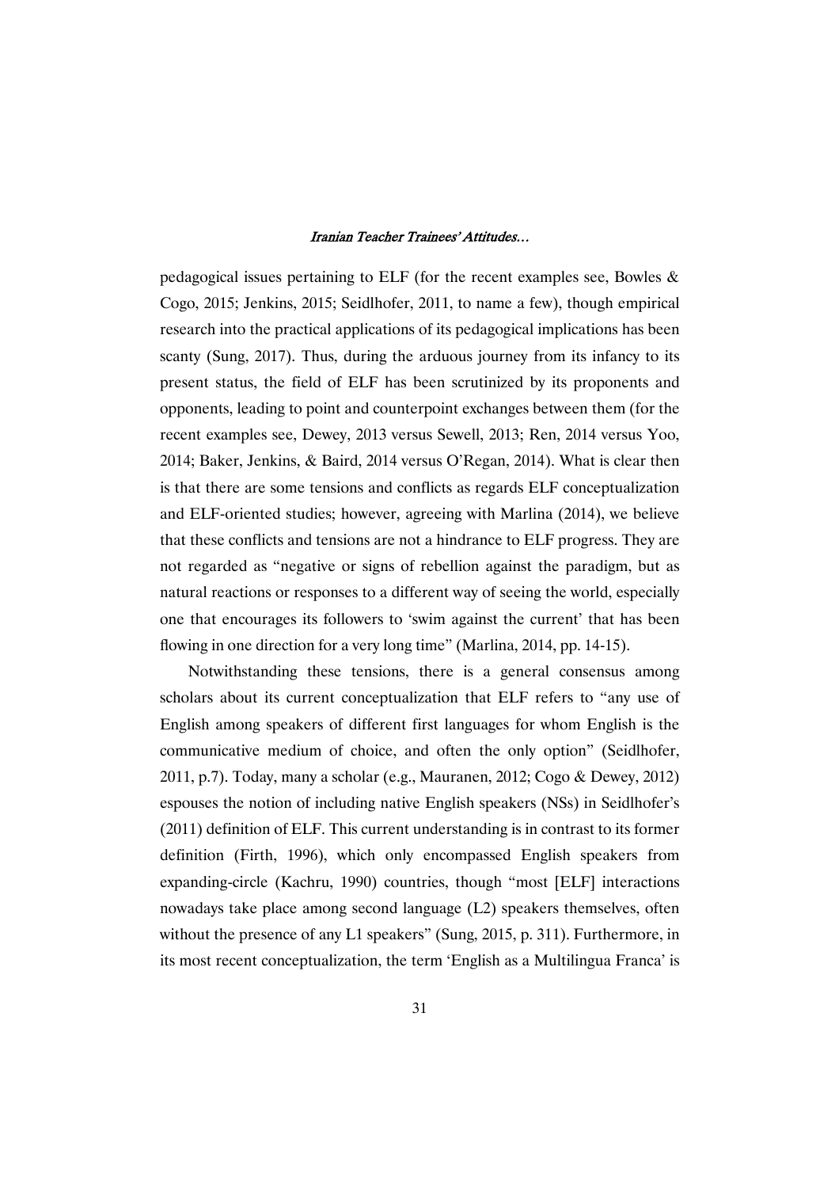pedagogical issues pertaining to ELF (for the recent examples see, Bowles & Cogo, 2015; Jenkins, 2015; Seidlhofer, 2011, to name a few), though empirical research into the practical applications of its pedagogical implications has been scanty (Sung, 2017). Thus, during the arduous journey from its infancy to its present status, the field of ELF has been scrutinized by its proponents and opponents, leading to point and counterpoint exchanges between them (for the recent examples see, Dewey, 2013 versus Sewell, 2013; Ren, 2014 versus Yoo, 2014; Baker, Jenkins, & Baird, 2014 versus O'Regan, 2014). What is clear then is that there are some tensions and conflicts as regards ELF conceptualization and ELF-oriented studies; however, agreeing with Marlina (2014), we believe that these conflicts and tensions are not a hindrance to ELF progress. They are not regarded as "negative or signs of rebellion against the paradigm, but as natural reactions or responses to a different way of seeing the world, especially one that encourages its followers to 'swim against the current' that has been flowing in one direction for a very long time" (Marlina, 2014, pp. 14-15).

Notwithstanding these tensions, there is a general consensus among scholars about its current conceptualization that ELF refers to "any use of English among speakers of different first languages for whom English is the communicative medium of choice, and often the only option" (Seidlhofer, 2011, p.7). Today, many a scholar (e.g., Mauranen, 2012; Cogo & Dewey, 2012) espouses the notion of including native English speakers (NSs) in Seidlhofer's (2011) definition of ELF. This current understanding is in contrast to its former definition (Firth, 1996), which only encompassed English speakers from expanding-circle (Kachru, 1990) countries, though "most [ELF] interactions nowadays take place among second language (L2) speakers themselves, often without the presence of any L1 speakers" (Sung, 2015, p. 311). Furthermore, in its most recent conceptualization, the term 'English as a Multilingua Franca' is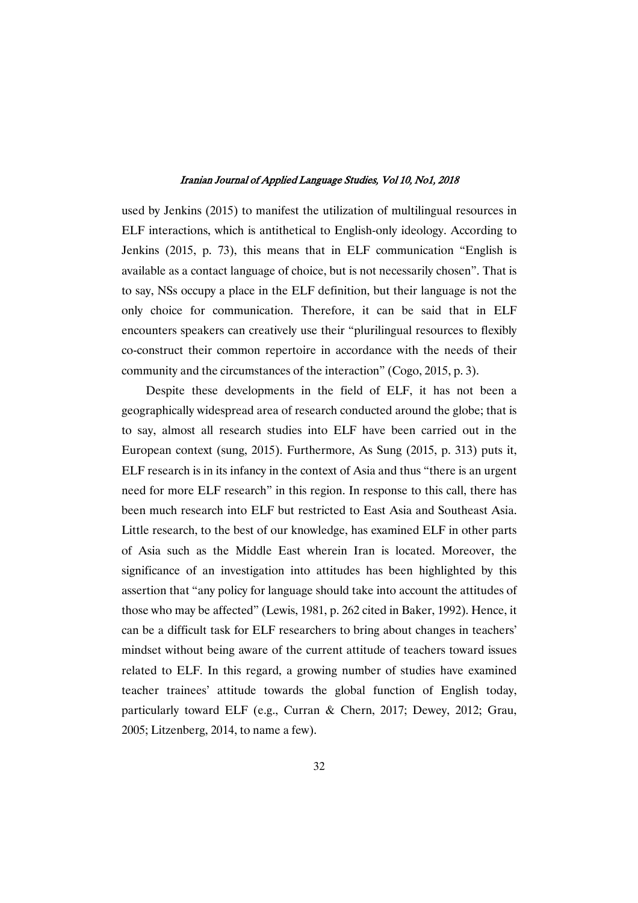used by Jenkins (2015) to manifest the utilization of multilingual resources in ELF interactions, which is antithetical to English-only ideology. According to Jenkins (2015, p. 73), this means that in ELF communication "English is available as a contact language of choice, but is not necessarily chosen". That is to say, NSs occupy a place in the ELF definition, but their language is not the only choice for communication. Therefore, it can be said that in ELF encounters speakers can creatively use their "plurilingual resources to flexibly co-construct their common repertoire in accordance with the needs of their community and the circumstances of the interaction" (Cogo, 2015, p. 3).

Despite these developments in the field of ELF, it has not been a geographically widespread area of research conducted around the globe; that is to say, almost all research studies into ELF have been carried out in the European context (sung, 2015). Furthermore, As Sung (2015, p. 313) puts it, ELF research is in its infancy in the context of Asia and thus "there is an urgent need for more ELF research" in this region. In response to this call, there has been much research into ELF but restricted to East Asia and Southeast Asia. Little research, to the best of our knowledge, has examined ELF in other parts of Asia such as the Middle East wherein Iran is located. Moreover, the significance of an investigation into attitudes has been highlighted by this assertion that "any policy for language should take into account the attitudes of those who may be affected" (Lewis, 1981, p. 262 cited in Baker, 1992). Hence, it can be a difficult task for ELF researchers to bring about changes in teachers' mindset without being aware of the current attitude of teachers toward issues related to ELF. In this regard, a growing number of studies have examined teacher trainees' attitude towards the global function of English today, particularly toward ELF (e.g., Curran & Chern, 2017; Dewey, 2012; Grau, 2005; Litzenberg, 2014, to name a few).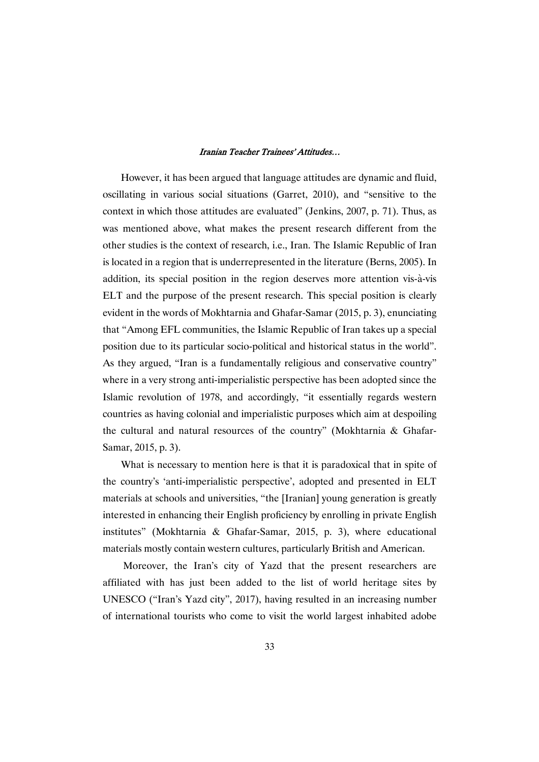However, it has been argued that language attitudes are dynamic and fluid, oscillating in various social situations (Garret, 2010), and "sensitive to the context in which those attitudes are evaluated" (Jenkins, 2007, p. 71). Thus, as was mentioned above, what makes the present research different from the other studies is the context of research, i.e., Iran. The Islamic Republic of Iran is located in a region that is underrepresented in the literature (Berns, 2005). In addition, its special position in the region deserves more attention vis-à-vis ELT and the purpose of the present research. This special position is clearly evident in the words of Mokhtarnia and Ghafar-Samar (2015, p. 3), enunciating that "Among EFL communities, the Islamic Republic of Iran takes up a special position due to its particular socio-political and historical status in the world". As they argued, "Iran is a fundamentally religious and conservative country" where in a very strong anti-imperialistic perspective has been adopted since the Islamic revolution of 1978, and accordingly, "it essentially regards western countries as having colonial and imperialistic purposes which aim at despoiling the cultural and natural resources of the country" (Mokhtarnia & Ghafar-Samar, 2015, p. 3).

What is necessary to mention here is that it is paradoxical that in spite of the country's 'anti-imperialistic perspective', adopted and presented in ELT materials at schools and universities, "the [Iranian] young generation is greatly interested in enhancing their English proficiency by enrolling in private English institutes" (Mokhtarnia & Ghafar-Samar, 2015, p. 3), where educational materials mostly contain western cultures, particularly British and American.

Moreover, the Iran's city of Yazd that the present researchers are affiliated with has just been added to the list of world heritage sites by UNESCO ("Iran's Yazd city", 2017), having resulted in an increasing number of international tourists who come to visit the world largest inhabited adobe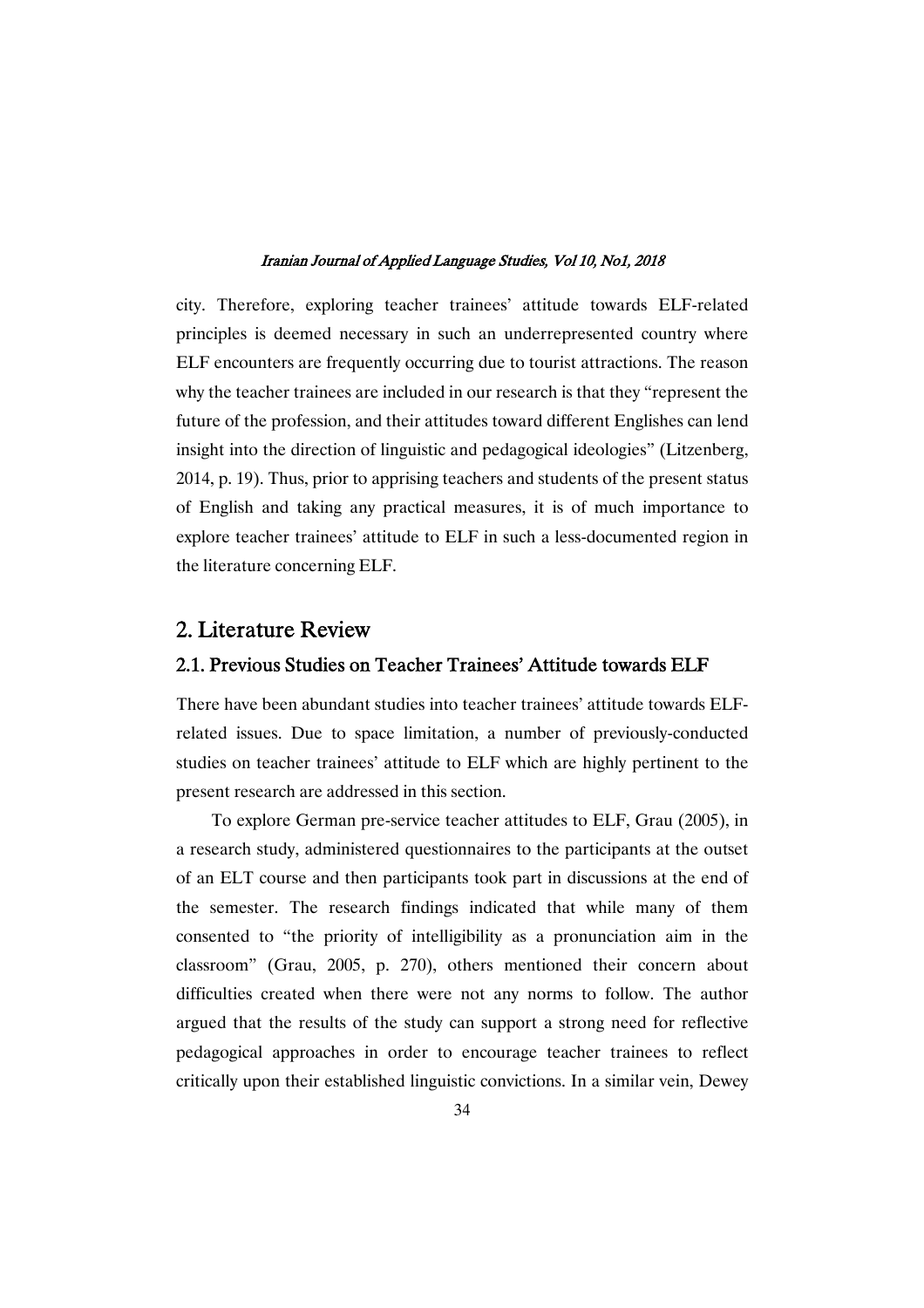city. Therefore, exploring teacher trainees' attitude towards ELF-related principles is deemed necessary in such an underrepresented country where ELF encounters are frequently occurring due to tourist attractions. The reason why the teacher trainees are included in our research is that they "represent the future of the profession, and their attitudes toward different Englishes can lend insight into the direction of linguistic and pedagogical ideologies" (Litzenberg, 2014, p. 19). Thus, prior to apprising teachers and students of the present status of English and taking any practical measures, it is of much importance to explore teacher trainees' attitude to ELF in such a less-documented region in the literature concerning ELF.

## 2. Literature Review

### 2.1. Previous Studies on Teacher Trainees' Attitude towards ELF

There have been abundant studies into teacher trainees' attitude towards ELF-related issues. Due to space limitation, a number of previously-conducted studies on teacher trainees' attitude to ELF which are highly pertinent to the present research are addressed in this section.

To explore German pre-service teacher attitudes to ELF, Grau (2005), in a research study, administered questionnaires to the participants at the outset of an ELT course and then participants took part in discussions at the end of the semester. The research findings indicated that while many of them consented to "the priority of intelligibility as a pronunciation aim in the classroom" (Grau, 2005, p. 270), others mentioned their concern about difficulties created when there were not any norms to follow. The author argued that the results of the study can support a strong need for reflective pedagogical approaches in order to encourage teacher trainees to reflect critically upon their established linguistic convictions. In a similar vein, Dewey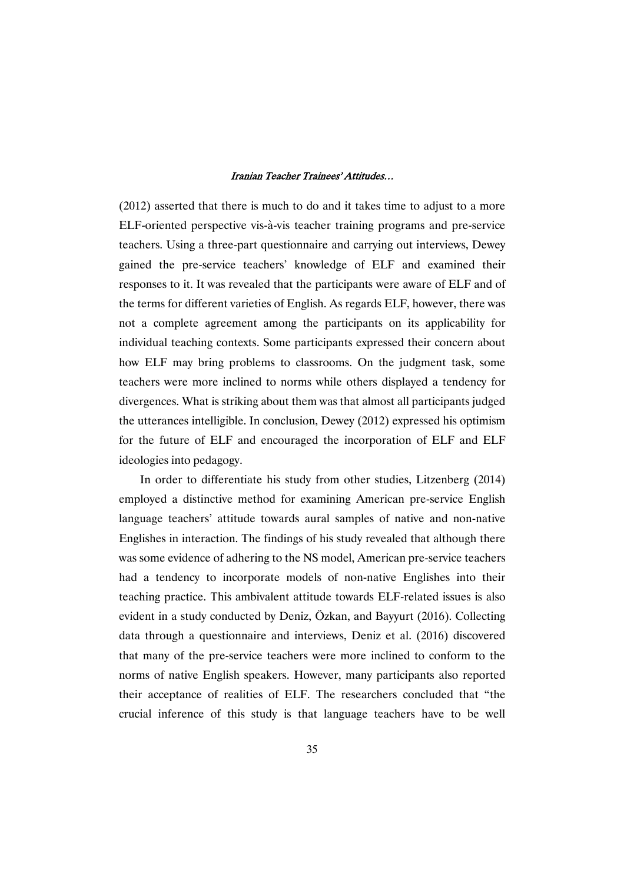(2012) asserted that there is much to do and it takes time to adjust to a more ELF-oriented perspective vis-à-vis teacher training programs and pre-service teachers. Using a three-part questionnaire and carrying out interviews, Dewey gained the pre-service teachers' knowledge of ELF and examined their responses to it. It was revealed that the participants were aware of ELF and of the terms for different varieties of English. As regards ELF, however, there was not a complete agreement among the participants on its applicability for individual teaching contexts. Some participants expressed their concern about how ELF may bring problems to classrooms. On the judgment task, some teachers were more inclined to norms while others displayed a tendency for divergences. What is striking about them was that almost all participants judged the utterances intelligible. In conclusion, Dewey (2012) expressed his optimism for the future of ELF and encouraged the incorporation of ELF and ELF ideologies into pedagogy.

In order to differentiate his study from other studies, Litzenberg (2014) employed a distinctive method for examining American pre-service English language teachers' attitude towards aural samples of native and non-native Englishes in interaction. The findings of his study revealed that although there was some evidence of adhering to the NS model, American pre-service teachers had a tendency to incorporate models of non-native Englishes into their teaching practice. This ambivalent attitude towards ELF-related issues is also evident in a study conducted by Deniz, Özkan, and Bayyurt (2016). Collecting data through a questionnaire and interviews, Deniz et al. (2016) discovered that many of the pre-service teachers were more inclined to conform to the norms of native English speakers. However, many participants also reported their acceptance of realities of ELF. The researchers concluded that "the crucial inference of this study is that language teachers have to be well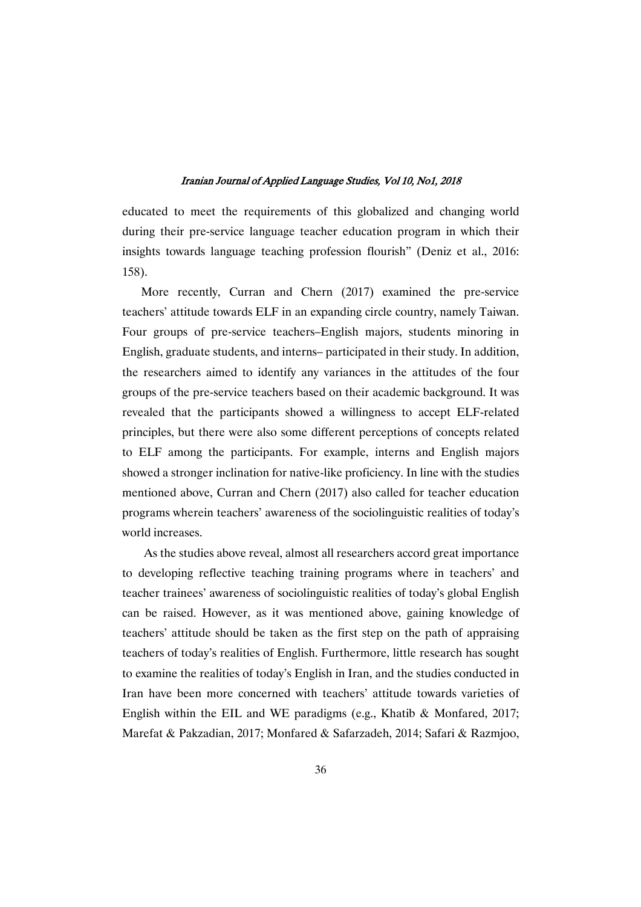educated to meet the requirements of this globalized and changing world during their pre-service language teacher education program in which their insights towards language teaching profession flourish" (Deniz et al., 2016: 158).

More recently, Curran and Chern (2017) examined the pre-service teachers' attitude towards ELF in an expanding circle country, namely Taiwan. Four groups of pre-service teachers–English majors, students minoring in English, graduate students, and interns– participated in their study. In addition, the researchers aimed to identify any variances in the attitudes of the four groups of the pre-service teachers based on their academic background. It was revealed that the participants showed a willingness to accept ELF-related principles, but there were also some different perceptions of concepts related to ELF among the participants. For example, interns and English majors showed a stronger inclination for native-like proficiency. In line with the studies mentioned above, Curran and Chern (2017) also called for teacher education programs wherein teachers' awareness of the sociolinguistic realities of today's world increases.

As the studies above reveal, almost all researchers accord great importance to developing reflective teaching training programs where in teachers' and teacher trainees' awareness of sociolinguistic realities of today's global English can be raised. However, as it was mentioned above, gaining knowledge of teachers' attitude should be taken as the first step on the path of appraising teachers of today's realities of English. Furthermore, little research has sought to examine the realities of today's English in Iran, and the studies conducted in Iran have been more concerned with teachers' attitude towards varieties of English within the EIL and WE paradigms (e.g., Khatib & Monfared, 2017; Marefat & Pakzadian, 2017; Monfared & Safarzadeh, 2014; Safari & Razmjoo,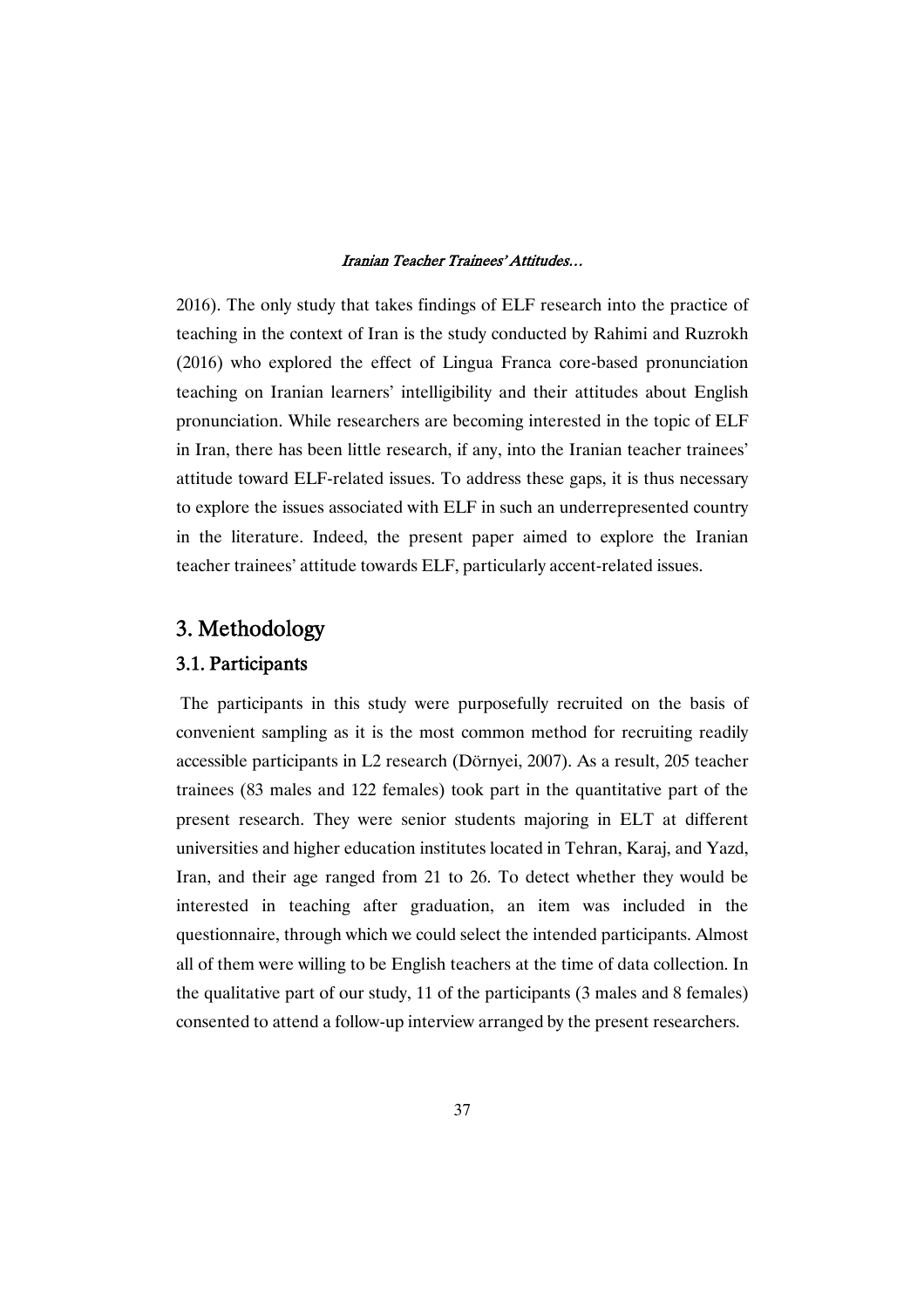2016). The only study that takes findings of ELF research into the practice of teaching in the context of Iran is the study conducted by Rahimi and Ruzrokh (2016) who explored the effect of Lingua Franca core-based pronunciation teaching on Iranian learners' intelligibility and their attitudes about English pronunciation. While researchers are becoming interested in the topic of ELF in Iran, there has been little research, if any, into the Iranian teacher trainees' attitude toward ELF-related issues. To address these gaps, it is thus necessary to explore the issues associated with ELF in such an underrepresented country in the literature. Indeed, the present paper aimed to explore the Iranian teacher trainees' attitude towards ELF, particularly accent-related issues.

## 3. Methodology

### 3.1. Participants

The participants in this study were purposefully recruited on the basis of convenient sampling as it is the most common method for recruiting readily accessible participants in L2 research (Dörnyei, 2007). As a result, 205 teacher trainees (83 males and 122 females) took part in the quantitative part of the present research. They were senior students majoring in ELT at different universities and higher education institutes located in Tehran, Karaj, and Yazd, Iran, and their age ranged from 21 to 26. To detect whether they would be interested in teaching after graduation, an item was included in the questionnaire, through which we could select the intended participants. Almost all of them were willing to be English teachers at the time of data collection. In the qualitative part of our study, 11 of the participants (3 males and 8 females) consented to attend a follow-up interview arranged by the present researchers.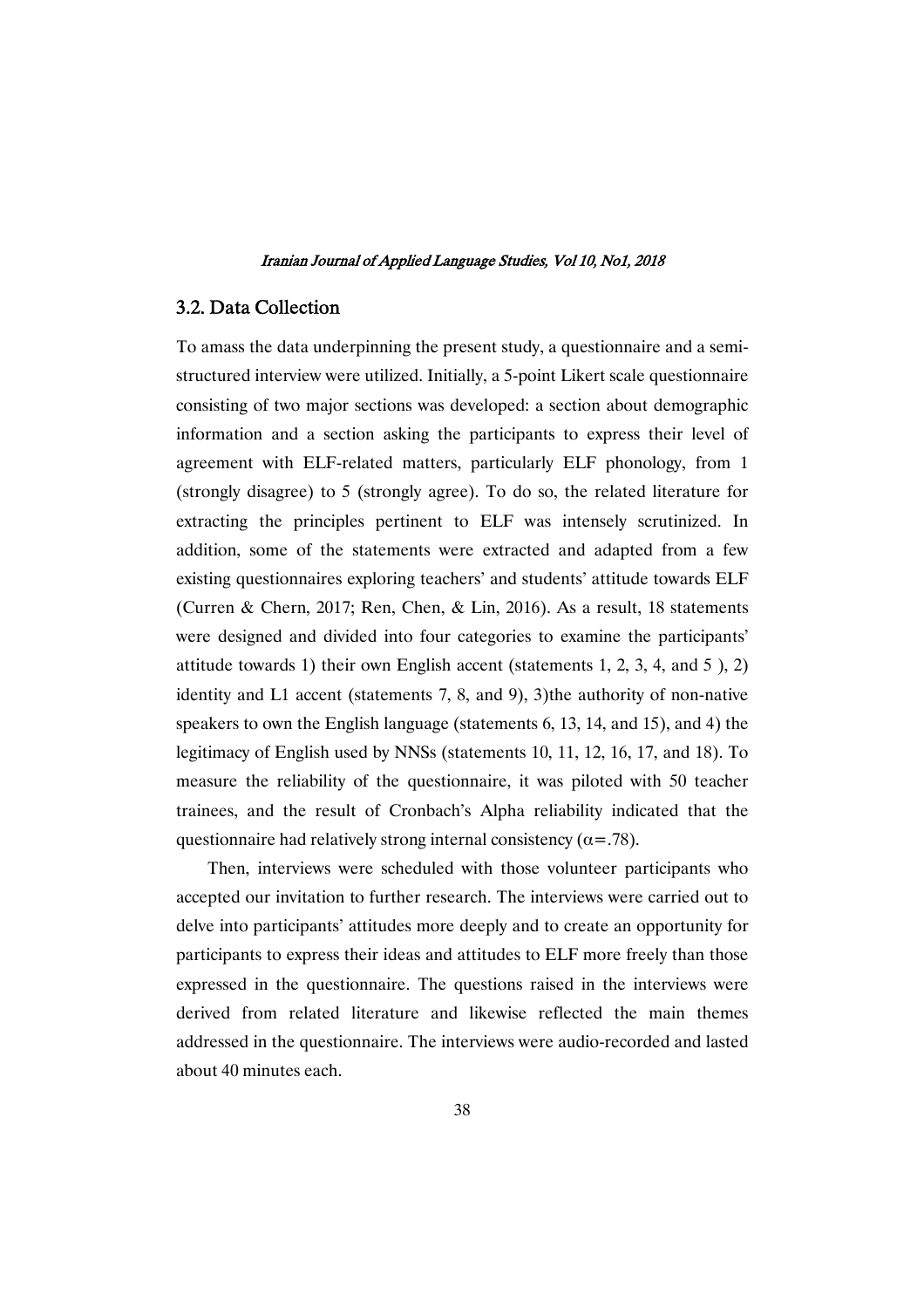### 3.2. Data Collection

To amass the data underpinning the present study, a questionnaire and a semi-structured interview were utilized. Initially, a 5-point Likert scale questionnaire consisting of two major sections was developed: a section about demographic information and a section asking the participants to express their level of agreement with ELF-related matters, particularly ELF phonology, from 1 (strongly disagree) to 5 (strongly agree). To do so, the related literature for extracting the principles pertinent to ELF was intensely scrutinized. In addition, some of the statements were extracted and adapted from a few existing questionnaires exploring teachers' and students' attitude towards ELF (Curren & Chern, 2017; Ren, Chen, & Lin, 2016). As a result, 18 statements were designed and divided into four categories to examine the participants' attitude towards 1) their own English accent (statements 1, 2, 3, 4, and 5 ), 2) identity and L1 accent (statements 7, 8, and 9), 3)the authority of non-native speakers to own the English language (statements 6, 13, 14, and 15), and 4) the legitimacy of English used by NNSs (statements 10, 11, 12, 16, 17, and 18). To measure the reliability of the questionnaire, it was piloted with 50 teacher trainees, and the result of Cronbach's Alpha reliability indicated that the questionnaire had relatively strong internal consistency ($\alpha$=.78).

Then, interviews were scheduled with those volunteer participants who accepted our invitation to further research. The interviews were carried out to delve into participants' attitudes more deeply and to create an opportunity for participants to express their ideas and attitudes to ELF more freely than those expressed in the questionnaire. The questions raised in the interviews were derived from related literature and likewise reflected the main themes addressed in the questionnaire. The interviews were audio-recorded and lasted about 40 minutes each.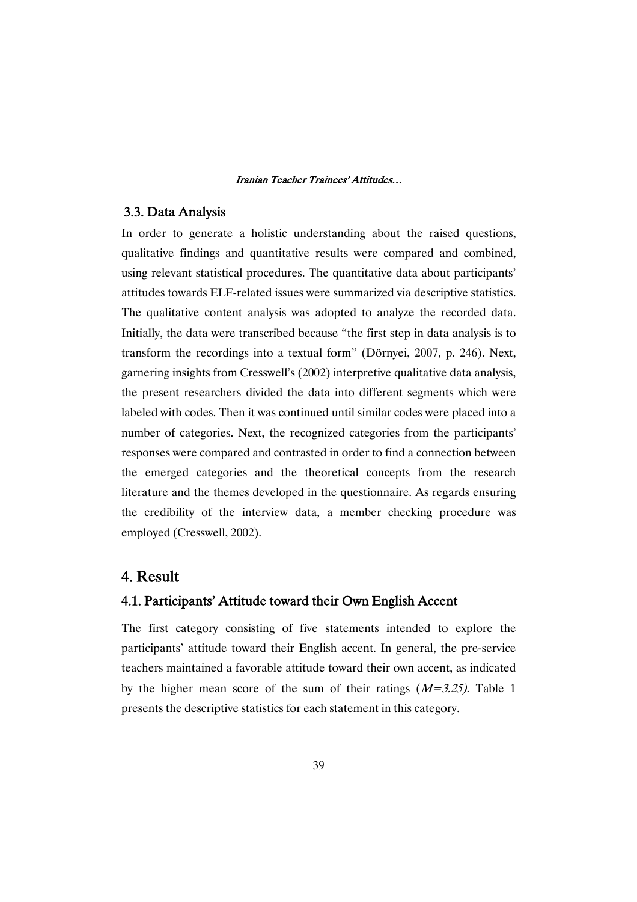### 3.3. Data Analysis

In order to generate a holistic understanding about the raised questions, qualitative findings and quantitative results were compared and combined, using relevant statistical procedures. The quantitative data about participants' attitudes towards ELF-related issues were summarized via descriptive statistics. The qualitative content analysis was adopted to analyze the recorded data. Initially, the data were transcribed because "the first step in data analysis is to transform the recordings into a textual form" (Dörnyei, 2007, p. 246). Next, garnering insights from Cresswell's (2002) interpretive qualitative data analysis, the present researchers divided the data into different segments which were labeled with codes. Then it was continued until similar codes were placed into a number of categories. Next, the recognized categories from the participants' responses were compared and contrasted in order to find a connection between the emerged categories and the theoretical concepts from the research literature and the themes developed in the questionnaire. As regards ensuring the credibility of the interview data, a member checking procedure was employed (Cresswell, 2002).

## 4. Result

### 4.1. Participants' Attitude toward their Own English Accent

The first category consisting of five statements intended to explore the participants' attitude toward their English accent. In general, the pre-service teachers maintained a favorable attitude toward their own accent, as indicated by the higher mean score of the sum of their ratings ($M=3.25$). Table 1 presents the descriptive statistics for each statement in this category.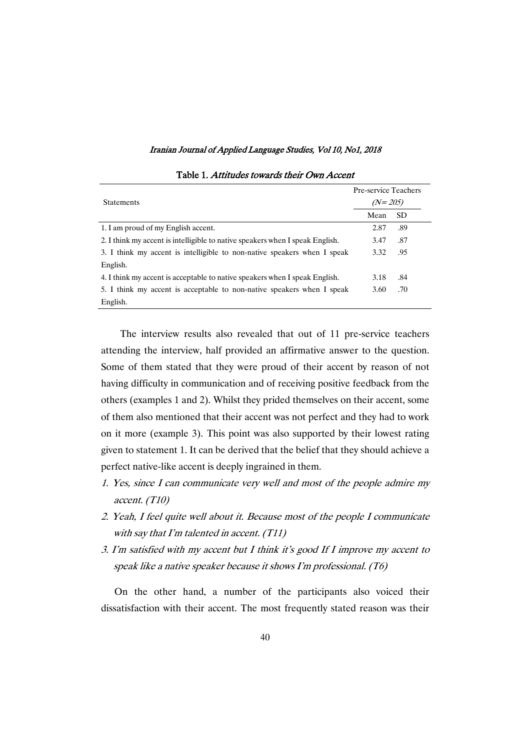Table 1. *Attitudes towards their Own Accent*

| Statements | Pre-service Teachers (*N= 205*) | |
|---|---|---|
| | Mean | SD |
| 1. I am proud of my English accent. | 2.87 | .89 |
| 2. I think my accent is intelligible to native speakers when I speak English. | 3.47 | .87 |
| 3. I think my accent is intelligible to non-native speakers when I speak English. | 3.32 | .95 |
| 4. I think my accent is acceptable to native speakers when I speak English. | 3.18 | .84 |
| 5. I think my accent is acceptable to non-native speakers when I speak English. | 3.60 | .70 |

The interview results also revealed that out of 11 pre-service teachers attending the interview, half provided an affirmative answer to the question. Some of them stated that they were proud of their accent by reason of not having difficulty in communication and of receiving positive feedback from the others (examples 1 and 2). Whilst they prided themselves on their accent, some of them also mentioned that their accent was not perfect and they had to work on it more (example 3). This point was also supported by their lowest rating given to statement 1. It can be derived that the belief that they should achieve a perfect native-like accent is deeply ingrained in them.

1. *Yes, since I can communicate very well and most of the people admire my accent. (T10)*
2. *Yeah, I feel quite well about it. Because most of the people I communicate with say that I'm talented in accent. (T11)*
3. *I'm satisfied with my accent but I think it's good If I improve my accent to speak like a native speaker because it shows I'm professional. (T6)*

On the other hand, a number of the participants also voiced their dissatisfaction with their accent. The most frequently stated reason was their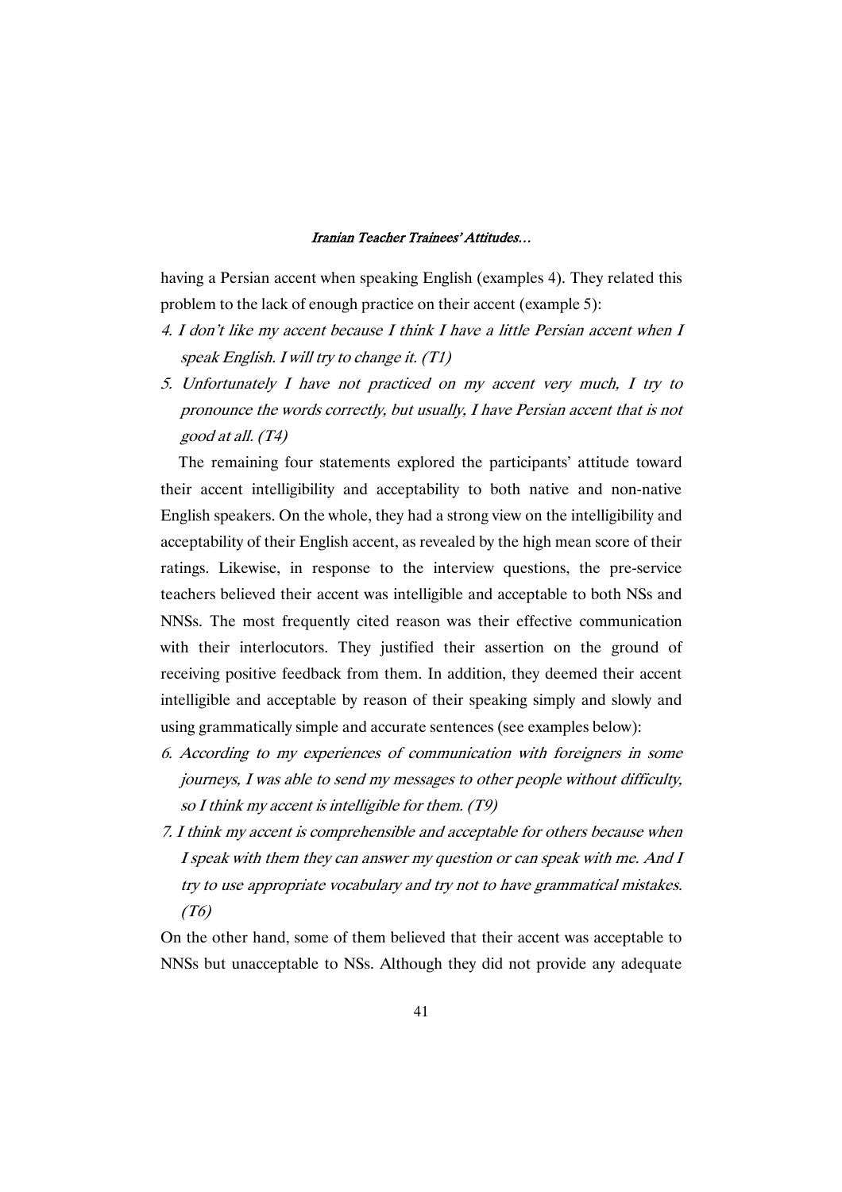having a Persian accent when speaking English (examples 4). They related this problem to the lack of enough practice on their accent (example 5):

4. *I don't like my accent because I think I have a little Persian accent when I speak English. I will try to change it. (T1)*
5. *Unfortunately I have not practiced on my accent very much, I try to pronounce the words correctly, but usually, I have Persian accent that is not good at all. (T4)*

The remaining four statements explored the participants' attitude toward their accent intelligibility and acceptability to both native and non-native English speakers. On the whole, they had a strong view on the intelligibility and acceptability of their English accent, as revealed by the high mean score of their ratings. Likewise, in response to the interview questions, the pre-service teachers believed their accent was intelligible and acceptable to both NSs and NNSs. The most frequently cited reason was their effective communication with their interlocutors. They justified their assertion on the ground of receiving positive feedback from them. In addition, they deemed their accent intelligible and acceptable by reason of their speaking simply and slowly and using grammatically simple and accurate sentences (see examples below):

6. *According to my experiences of communication with foreigners in some journeys, I was able to send my messages to other people without difficulty, so I think my accent is intelligible for them. (T9)*
7. *I think my accent is comprehensible and acceptable for others because when I speak with them they can answer my question or can speak with me. And I try to use appropriate vocabulary and try not to have grammatical mistakes. (T6)*

On the other hand, some of them believed that their accent was acceptable to NNSs but unacceptable to NSs. Although they did not provide any adequate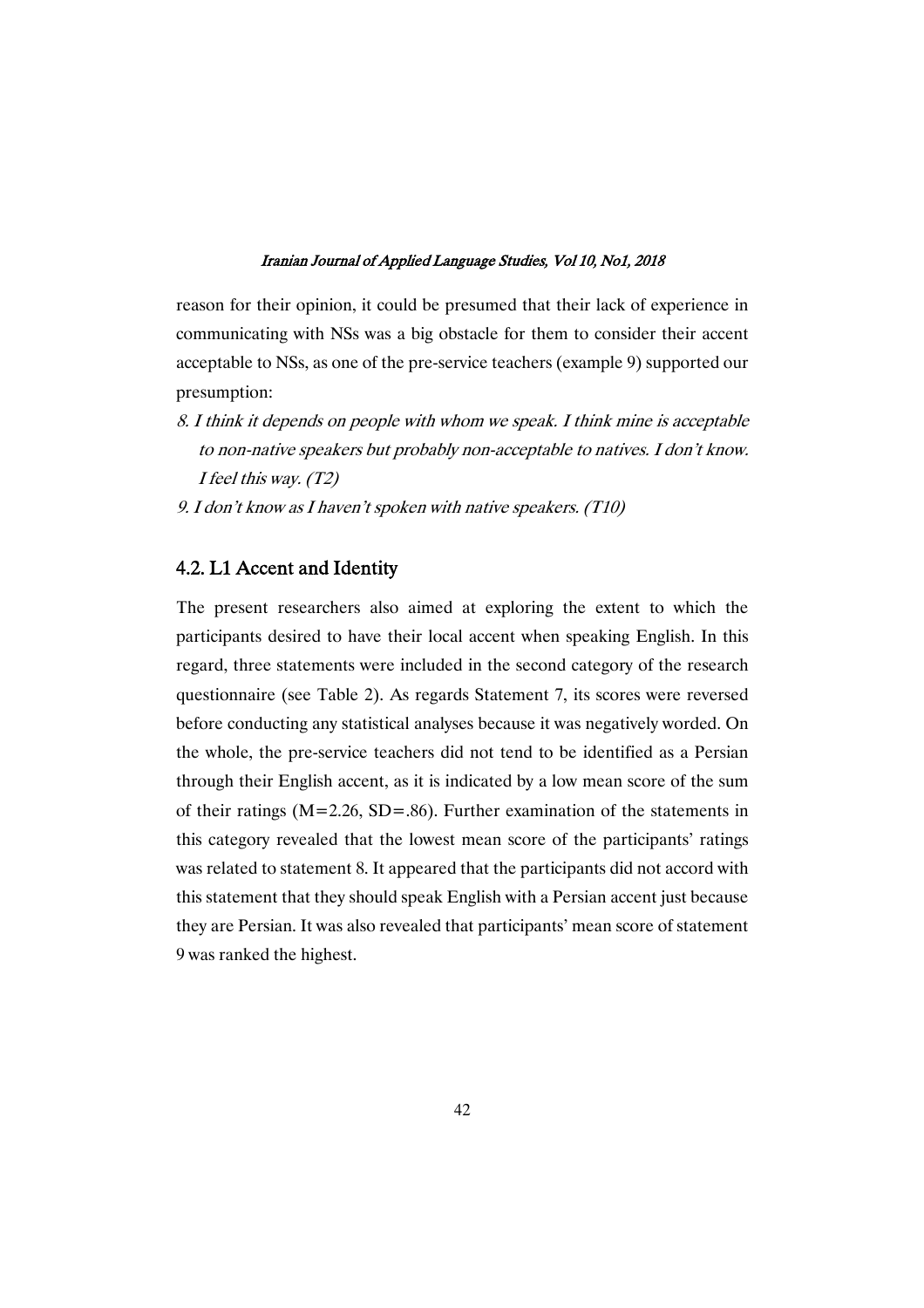reason for their opinion, it could be presumed that their lack of experience in communicating with NSs was a big obstacle for them to consider their accent acceptable to NSs, as one of the pre-service teachers (example 9) supported our presumption:

8. *I think it depends on people with whom we speak. I think mine is acceptable to non-native speakers but probably non-acceptable to natives. I don't know. I feel this way. (T2)*
9. *I don't know as I haven't spoken with native speakers. (T10)*

## 4.2. L1 Accent and Identity

The present researchers also aimed at exploring the extent to which the participants desired to have their local accent when speaking English. In this regard, three statements were included in the second category of the research questionnaire (see Table 2). As regards Statement 7, its scores were reversed before conducting any statistical analyses because it was negatively worded. On the whole, the pre-service teachers did not tend to be identified as a Persian through their English accent, as it is indicated by a low mean score of the sum of their ratings ($M=2.26$, $SD=.86$). Further examination of the statements in this category revealed that the lowest mean score of the participants' ratings was related to statement 8. It appeared that the participants did not accord with this statement that they should speak English with a Persian accent just because they are Persian. It was also revealed that participants' mean score of statement 9 was ranked the highest.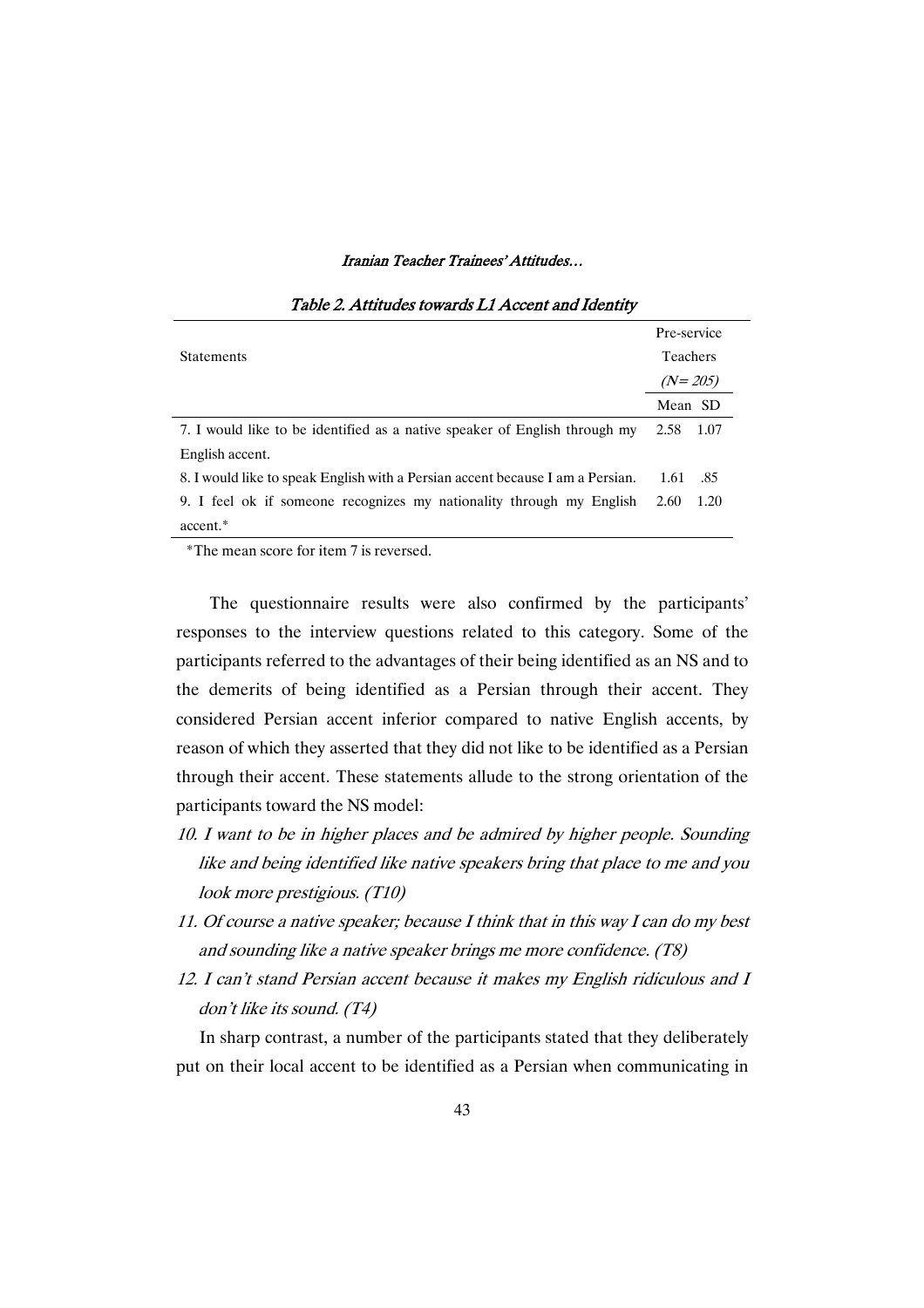*Table 2. Attitudes towards L1 Accent and Identity*

| Statements | Pre-service Teachers (*N= 205*) | |
|---|---|---|
| | Mean | SD |
| 7. I would like to be identified as a native speaker of English through my English accent. | 2.58 | 1.07 |
| 8. I would like to speak English with a Persian accent because I am a Persian. | 1.61 | .85 |
| 9. I feel ok if someone recognizes my nationality through my English accent.* | 2.60 | 1.20 |

*The mean score for item 7 is reversed.

The questionnaire results were also confirmed by the participants' responses to the interview questions related to this category. Some of the participants referred to the advantages of their being identified as an NS and to the demerits of being identified as a Persian through their accent. They considered Persian accent inferior compared to native English accents, by reason of which they asserted that they did not like to be identified as a Persian through their accent. These statements allude to the strong orientation of the participants toward the NS model:

10. *I want to be in higher places and be admired by higher people. Sounding like and being identified like native speakers bring that place to me and you look more prestigious. (T10)*
11. *Of course a native speaker; because I think that in this way I can do my best and sounding like a native speaker brings me more confidence. (T8)*
12. *I can't stand Persian accent because it makes my English ridiculous and I don't like its sound. (T4)*

In sharp contrast, a number of the participants stated that they deliberately put on their local accent to be identified as a Persian when communicating in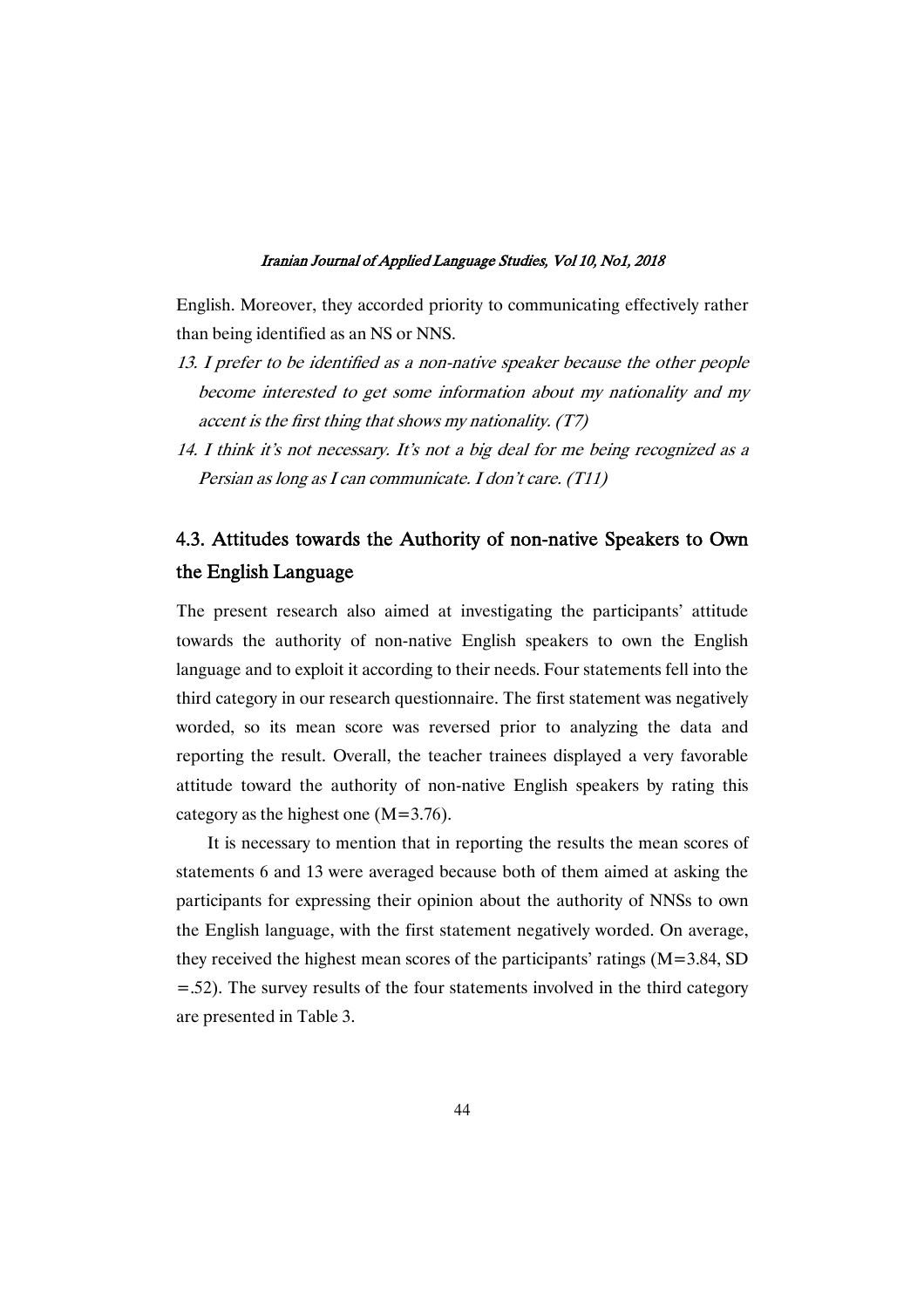English. Moreover, they accorded priority to communicating effectively rather than being identified as an NS or NNS.

13. *I prefer to be identified as a non-native speaker because the other people become interested to get some information about my nationality and my accent is the first thing that shows my nationality. (T7)*
14. *I think it's not necessary. It's not a big deal for me being recognized as a Persian as long as I can communicate. I don't care. (T11)*

### 4.3. Attitudes towards the Authority of non-native Speakers to Own the English Language

The present research also aimed at investigating the participants' attitude towards the authority of non-native English speakers to own the English language and to exploit it according to their needs. Four statements fell into the third category in our research questionnaire. The first statement was negatively worded, so its mean score was reversed prior to analyzing the data and reporting the result. Overall, the teacher trainees displayed a very favorable attitude toward the authority of non-native English speakers by rating this category as the highest one (M=3.76).

It is necessary to mention that in reporting the results the mean scores of statements 6 and 13 were averaged because both of them aimed at asking the participants for expressing their opinion about the authority of NNSs to own the English language, with the first statement negatively worded. On average, they received the highest mean scores of the participants' ratings (M=3.84, SD =.52). The survey results of the four statements involved in the third category are presented in Table 3.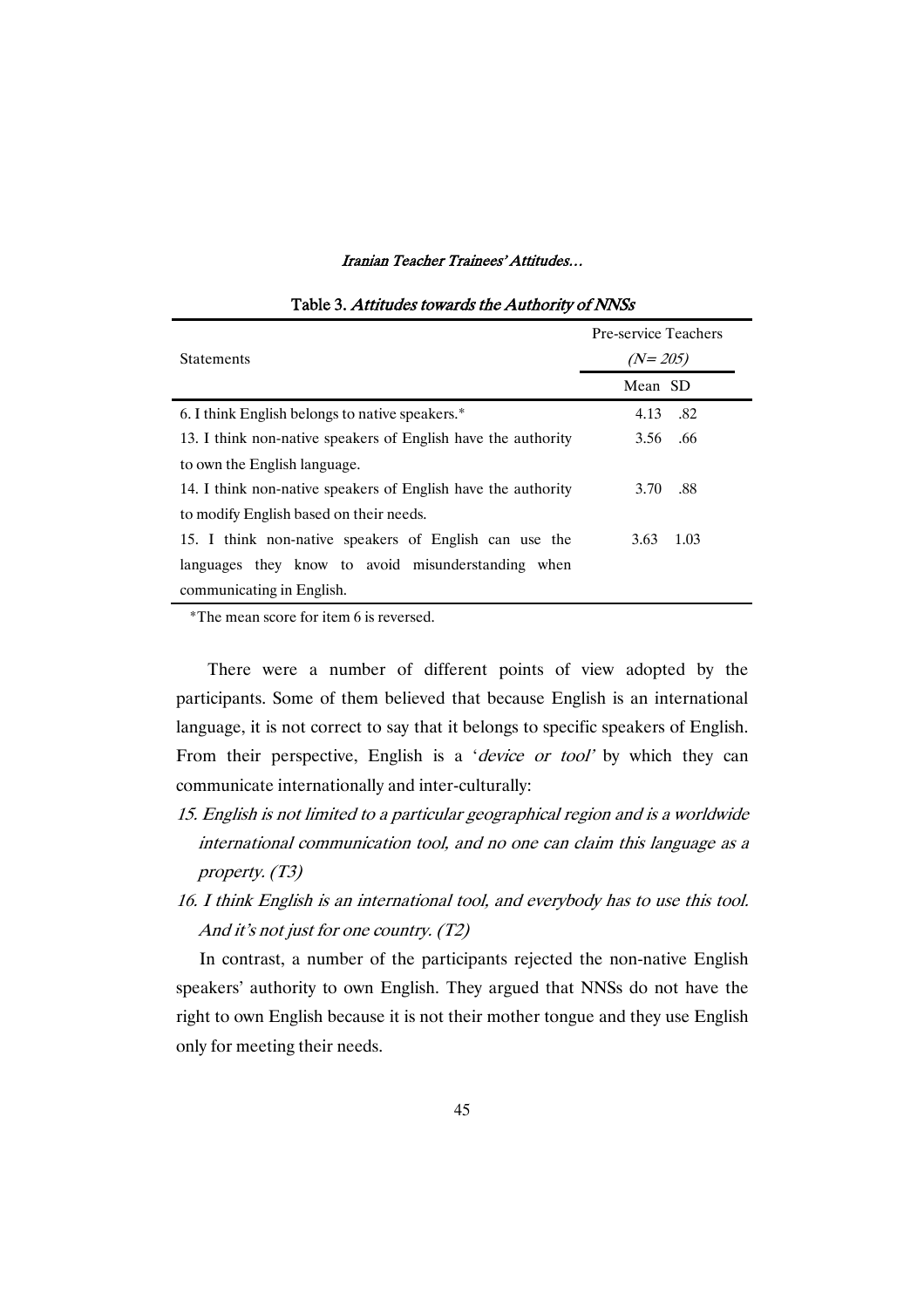Table 3. *Attitudes towards the Authority of NNSs*

| Statements | Pre-service Teachers (*N= 205*) | |
|---|---|---|
| | Mean | SD |
| 6. I think English belongs to native speakers.* | 4.13 | .82 |
| 13. I think non-native speakers of English have the authority to own the English language. | 3.56 | .66 |
| 14. I think non-native speakers of English have the authority to modify English based on their needs. | 3.70 | .88 |
| 15. I think non-native speakers of English can use the languages they know to avoid misunderstanding when communicating in English. | 3.63 | 1.03 |

*The mean score for item 6 is reversed.

There were a number of different points of view adopted by the participants. Some of them believed that because English is an international language, it is not correct to say that it belongs to specific speakers of English. From their perspective, English is a '*device or tool*' by which they can communicate internationally and inter-culturally:

*15. English is not limited to a particular geographical region and is a worldwide international communication tool, and no one can claim this language as a property. (T3)*

*16. I think English is an international tool, and everybody has to use this tool. And it's not just for one country. (T2)*

In contrast, a number of the participants rejected the non-native English speakers' authority to own English. They argued that NNSs do not have the right to own English because it is not their mother tongue and they use English only for meeting their needs.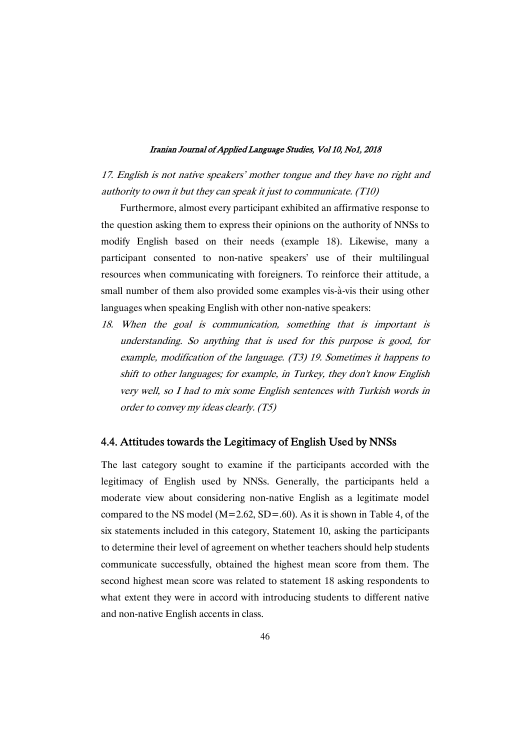*17. English is not native speakers' mother tongue and they have no right and authority to own it but they can speak it just to communicate. (T10)*

Furthermore, almost every participant exhibited an affirmative response to the question asking them to express their opinions on the authority of NNSs to modify English based on their needs (example 18). Likewise, many a participant consented to non-native speakers' use of their multilingual resources when communicating with foreigners. To reinforce their attitude, a small number of them also provided some examples vis-à-vis their using other languages when speaking English with other non-native speakers:

*18. When the goal is communication, something that is important is understanding. So anything that is used for this purpose is good, for example, modification of the language. (T3) 19. Sometimes it happens to shift to other languages; for example, in Turkey, they don't know English very well, so I had to mix some English sentences with Turkish words in order to convey my ideas clearly. (T5)*

### 4.4. Attitudes towards the Legitimacy of English Used by NNSs

The last category sought to examine if the participants accorded with the legitimacy of English used by NNSs. Generally, the participants held a moderate view about considering non-native English as a legitimate model compared to the NS model (M=2.62, SD=.60). As it is shown in Table 4, of the six statements included in this category, Statement 10, asking the participants to determine their level of agreement on whether teachers should help students communicate successfully, obtained the highest mean score from them. The second highest mean score was related to statement 18 asking respondents to what extent they were in accord with introducing students to different native and non-native English accents in class.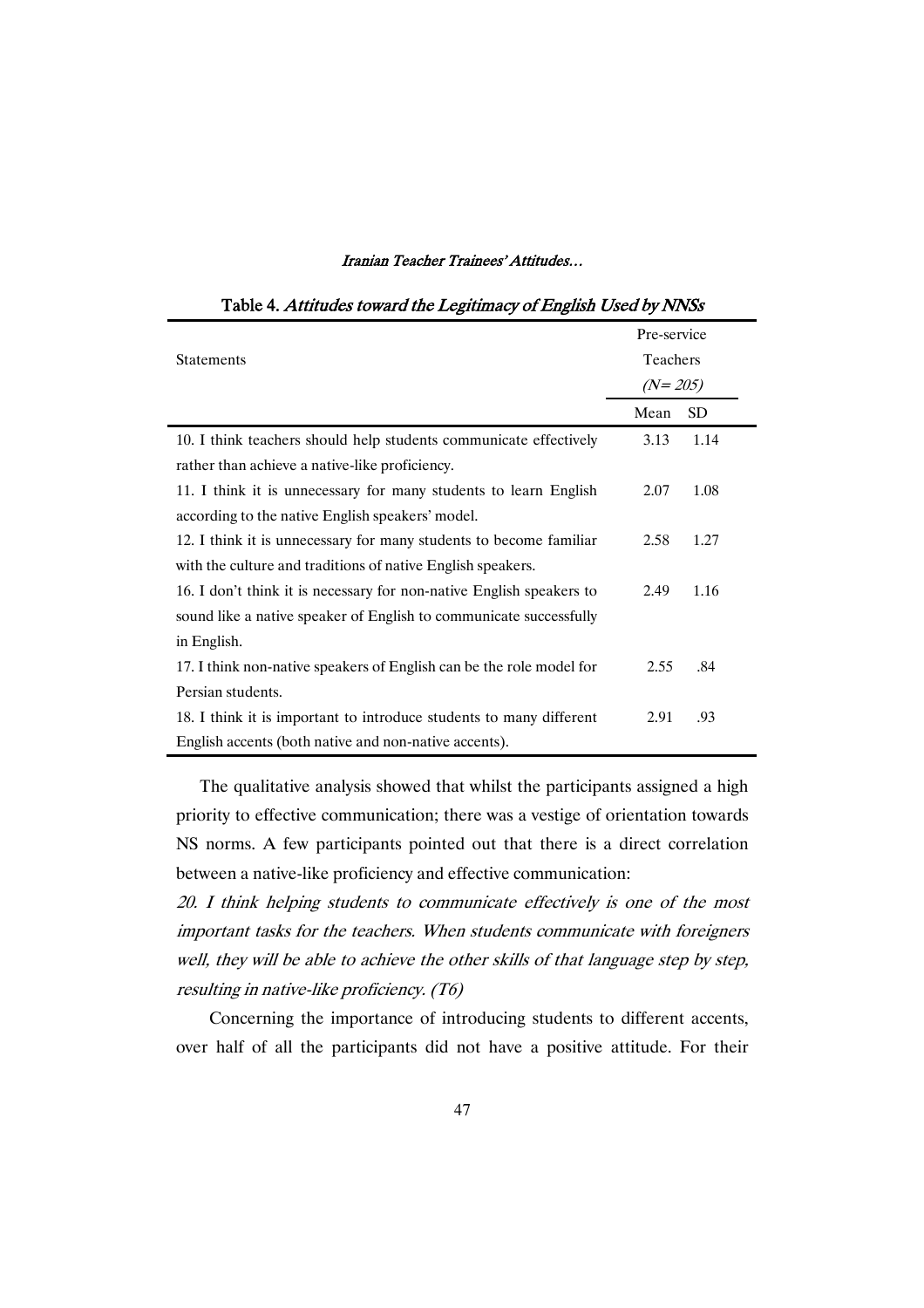Table 4. *Attitudes toward the Legitimacy of English Used by NNSs*

| Statements | Pre-service Teachers *(N= 205)* | |
|---|---|---|
| | Mean | SD |
| 10. I think teachers should help students communicate effectively rather than achieve a native-like proficiency. | 3.13 | 1.14 |
| 11. I think it is unnecessary for many students to learn English according to the native English speakers' model. | 2.07 | 1.08 |
| 12. I think it is unnecessary for many students to become familiar with the culture and traditions of native English speakers. | 2.58 | 1.27 |
| 16. I don't think it is necessary for non-native English speakers to sound like a native speaker of English to communicate successfully in English. | 2.49 | 1.16 |
| 17. I think non-native speakers of English can be the role model for Persian students. | 2.55 | .84 |
| 18. I think it is important to introduce students to many different English accents (both native and non-native accents). | 2.91 | .93 |

The qualitative analysis showed that whilst the participants assigned a high priority to effective communication; there was a vestige of orientation towards NS norms. A few participants pointed out that there is a direct correlation between a native-like proficiency and effective communication:

*20. I think helping students to communicate effectively is one of the most important tasks for the teachers. When students communicate with foreigners well, they will be able to achieve the other skills of that language step by step, resulting in native-like proficiency. (T6)*

Concerning the importance of introducing students to different accents, over half of all the participants did not have a positive attitude. For their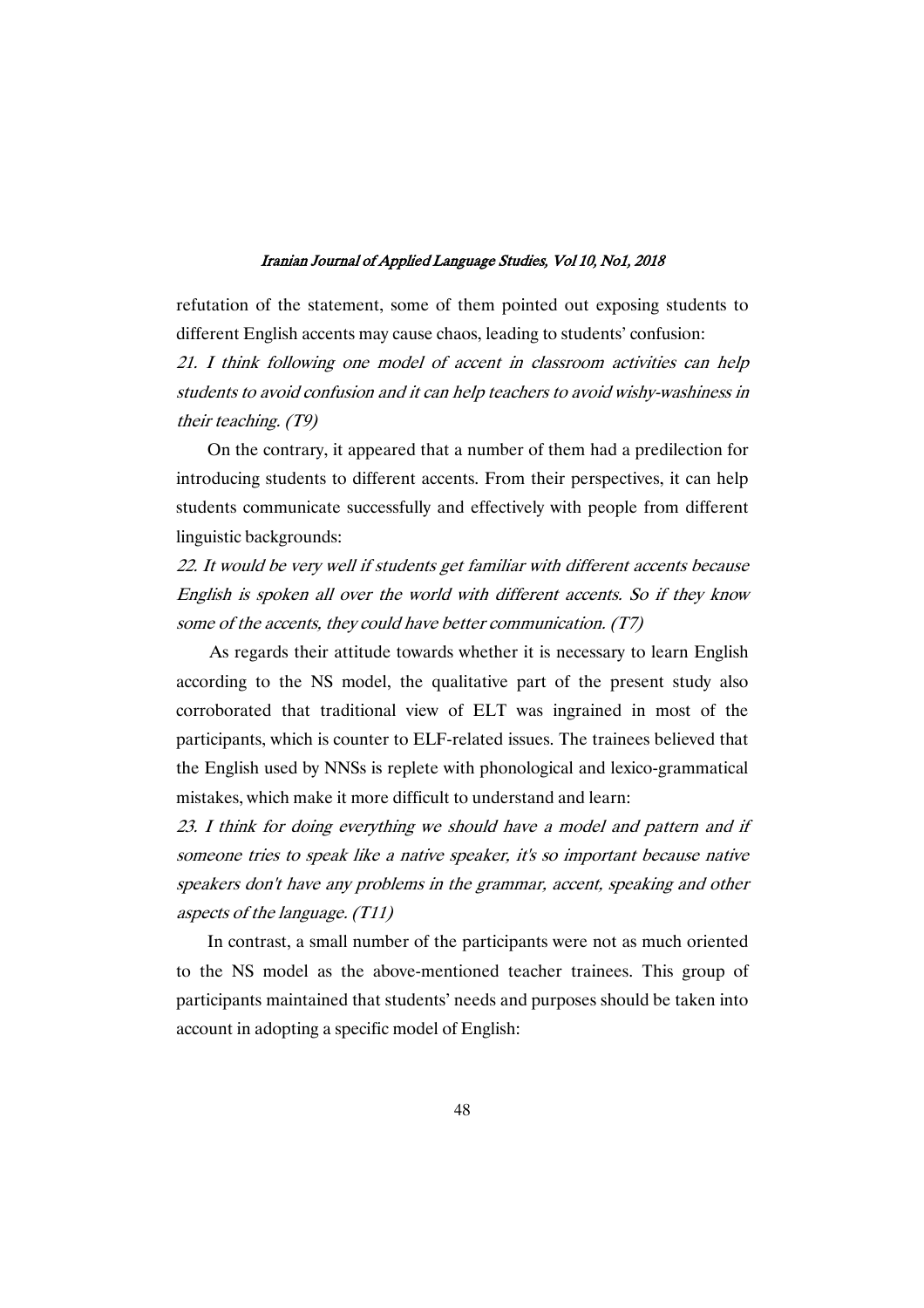refutation of the statement, some of them pointed out exposing students to different English accents may cause chaos, leading to students' confusion:

*21. I think following one model of accent in classroom activities can help students to avoid confusion and it can help teachers to avoid wishy-washiness in their teaching. (T9)*

On the contrary, it appeared that a number of them had a predilection for introducing students to different accents. From their perspectives, it can help students communicate successfully and effectively with people from different linguistic backgrounds:

*22. It would be very well if students get familiar with different accents because English is spoken all over the world with different accents. So if they know some of the accents, they could have better communication. (T7)*

As regards their attitude towards whether it is necessary to learn English according to the NS model, the qualitative part of the present study also corroborated that traditional view of ELT was ingrained in most of the participants, which is counter to ELF-related issues. The trainees believed that the English used by NNSs is replete with phonological and lexico-grammatical mistakes, which make it more difficult to understand and learn:

*23. I think for doing everything we should have a model and pattern and if someone tries to speak like a native speaker, it's so important because native speakers don't have any problems in the grammar, accent, speaking and other aspects of the language. (T11)*

In contrast, a small number of the participants were not as much oriented to the NS model as the above-mentioned teacher trainees. This group of participants maintained that students' needs and purposes should be taken into account in adopting a specific model of English: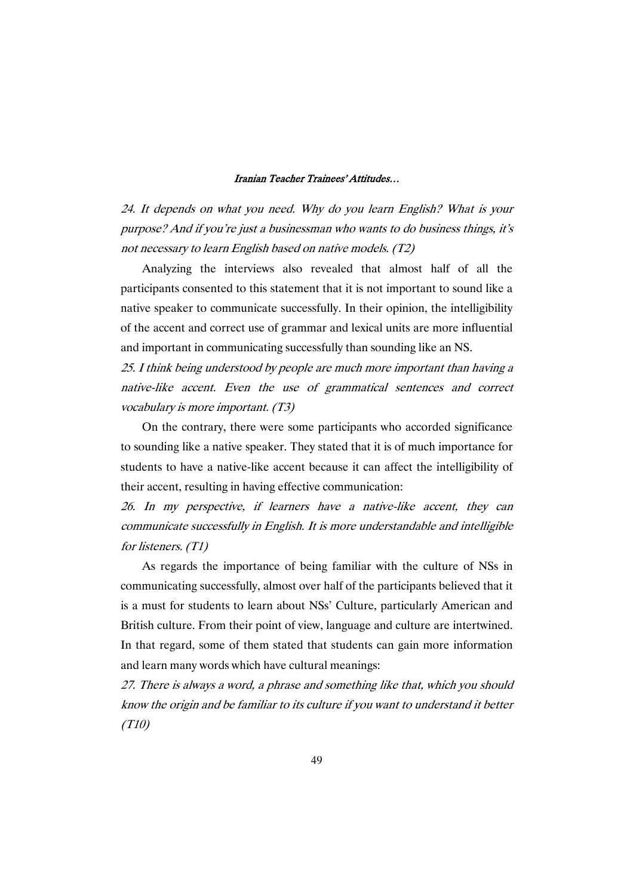*24. It depends on what you need. Why do you learn English? What is your purpose? And if you're just a businessman who wants to do business things, it's not necessary to learn English based on native models. (T2)*

Analyzing the interviews also revealed that almost half of all the participants consented to this statement that it is not important to sound like a native speaker to communicate successfully. In their opinion, the intelligibility of the accent and correct use of grammar and lexical units are more influential and important in communicating successfully than sounding like an NS.

*25. I think being understood by people are much more important than having a native-like accent. Even the use of grammatical sentences and correct vocabulary is more important. (T3)*

On the contrary, there were some participants who accorded significance to sounding like a native speaker. They stated that it is of much importance for students to have a native-like accent because it can affect the intelligibility of their accent, resulting in having effective communication:

*26. In my perspective, if learners have a native-like accent, they can communicate successfully in English. It is more understandable and intelligible for listeners. (T1)*

As regards the importance of being familiar with the culture of NSs in communicating successfully, almost over half of the participants believed that it is a must for students to learn about NSs' Culture, particularly American and British culture. From their point of view, language and culture are intertwined. In that regard, some of them stated that students can gain more information and learn many words which have cultural meanings:

*27. There is always a word, a phrase and something like that, which you should know the origin and be familiar to its culture if you want to understand it better (T10)*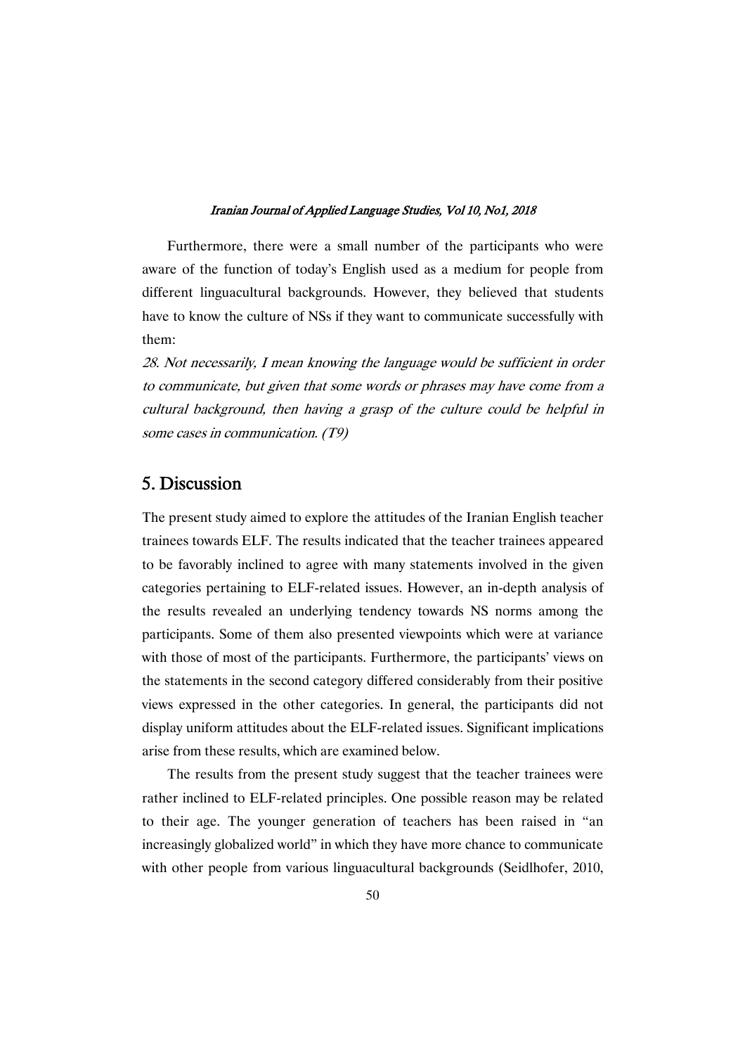Furthermore, there were a small number of the participants who were aware of the function of today's English used as a medium for people from different linguacultural backgrounds. However, they believed that students have to know the culture of NSs if they want to communicate successfully with them:

*28. Not necessarily, I mean knowing the language would be sufficient in order to communicate, but given that some words or phrases may have come from a cultural background, then having a grasp of the culture could be helpful in some cases in communication. (T9)*

## 5. Discussion

The present study aimed to explore the attitudes of the Iranian English teacher trainees towards ELF. The results indicated that the teacher trainees appeared to be favorably inclined to agree with many statements involved in the given categories pertaining to ELF-related issues. However, an in-depth analysis of the results revealed an underlying tendency towards NS norms among the participants. Some of them also presented viewpoints which were at variance with those of most of the participants. Furthermore, the participants' views on the statements in the second category differed considerably from their positive views expressed in the other categories. In general, the participants did not display uniform attitudes about the ELF-related issues. Significant implications arise from these results, which are examined below.

The results from the present study suggest that the teacher trainees were rather inclined to ELF-related principles. One possible reason may be related to their age. The younger generation of teachers has been raised in "an increasingly globalized world" in which they have more chance to communicate with other people from various linguacultural backgrounds (Seidlhofer, 2010,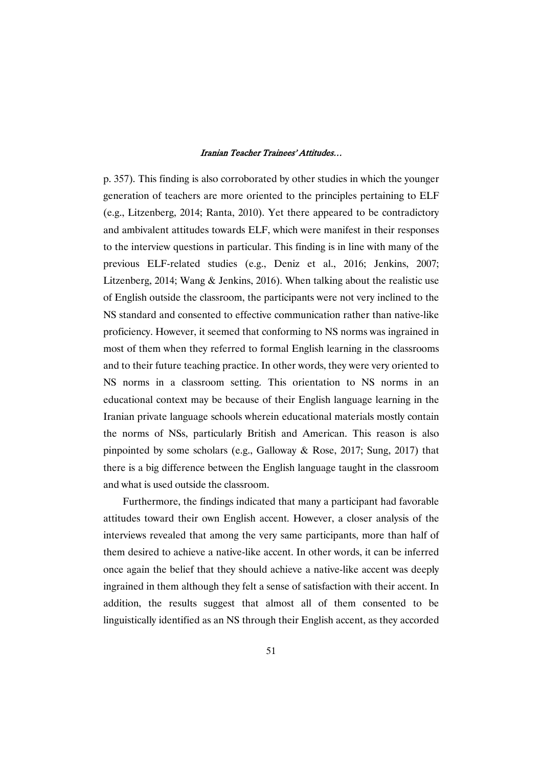p. 357). This finding is also corroborated by other studies in which the younger generation of teachers are more oriented to the principles pertaining to ELF (e.g., Litzenberg, 2014; Ranta, 2010). Yet there appeared to be contradictory and ambivalent attitudes towards ELF, which were manifest in their responses to the interview questions in particular. This finding is in line with many of the previous ELF-related studies (e.g., Deniz et al., 2016; Jenkins, 2007; Litzenberg, 2014; Wang & Jenkins, 2016). When talking about the realistic use of English outside the classroom, the participants were not very inclined to the NS standard and consented to effective communication rather than native-like proficiency. However, it seemed that conforming to NS norms was ingrained in most of them when they referred to formal English learning in the classrooms and to their future teaching practice. In other words, they were very oriented to NS norms in a classroom setting. This orientation to NS norms in an educational context may be because of their English language learning in the Iranian private language schools wherein educational materials mostly contain the norms of NSs, particularly British and American. This reason is also pinpointed by some scholars (e.g., Galloway & Rose, 2017; Sung, 2017) that there is a big difference between the English language taught in the classroom and what is used outside the classroom.

Furthermore, the findings indicated that many a participant had favorable attitudes toward their own English accent. However, a closer analysis of the interviews revealed that among the very same participants, more than half of them desired to achieve a native-like accent. In other words, it can be inferred once again the belief that they should achieve a native-like accent was deeply ingrained in them although they felt a sense of satisfaction with their accent. In addition, the results suggest that almost all of them consented to be linguistically identified as an NS through their English accent, as they accorded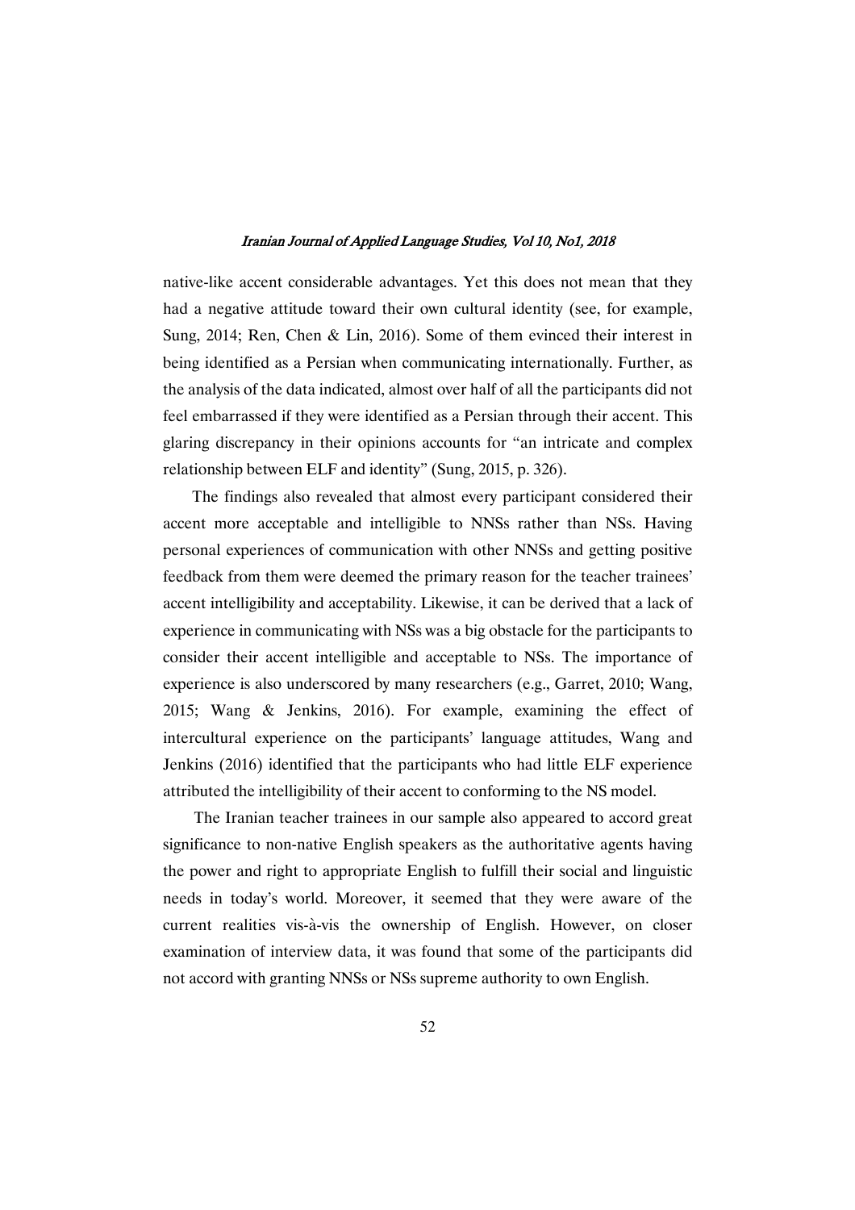native-like accent considerable advantages. Yet this does not mean that they had a negative attitude toward their own cultural identity (see, for example, Sung, 2014; Ren, Chen & Lin, 2016). Some of them evinced their interest in being identified as a Persian when communicating internationally. Further, as the analysis of the data indicated, almost over half of all the participants did not feel embarrassed if they were identified as a Persian through their accent. This glaring discrepancy in their opinions accounts for "an intricate and complex relationship between ELF and identity" (Sung, 2015, p. 326).

The findings also revealed that almost every participant considered their accent more acceptable and intelligible to NNSs rather than NSs. Having personal experiences of communication with other NNSs and getting positive feedback from them were deemed the primary reason for the teacher trainees' accent intelligibility and acceptability. Likewise, it can be derived that a lack of experience in communicating with NSs was a big obstacle for the participants to consider their accent intelligible and acceptable to NSs. The importance of experience is also underscored by many researchers (e.g., Garret, 2010; Wang, 2015; Wang & Jenkins, 2016). For example, examining the effect of intercultural experience on the participants' language attitudes, Wang and Jenkins (2016) identified that the participants who had little ELF experience attributed the intelligibility of their accent to conforming to the NS model.

The Iranian teacher trainees in our sample also appeared to accord great significance to non-native English speakers as the authoritative agents having the power and right to appropriate English to fulfill their social and linguistic needs in today's world. Moreover, it seemed that they were aware of the current realities vis-à-vis the ownership of English. However, on closer examination of interview data, it was found that some of the participants did not accord with granting NNSs or NSs supreme authority to own English.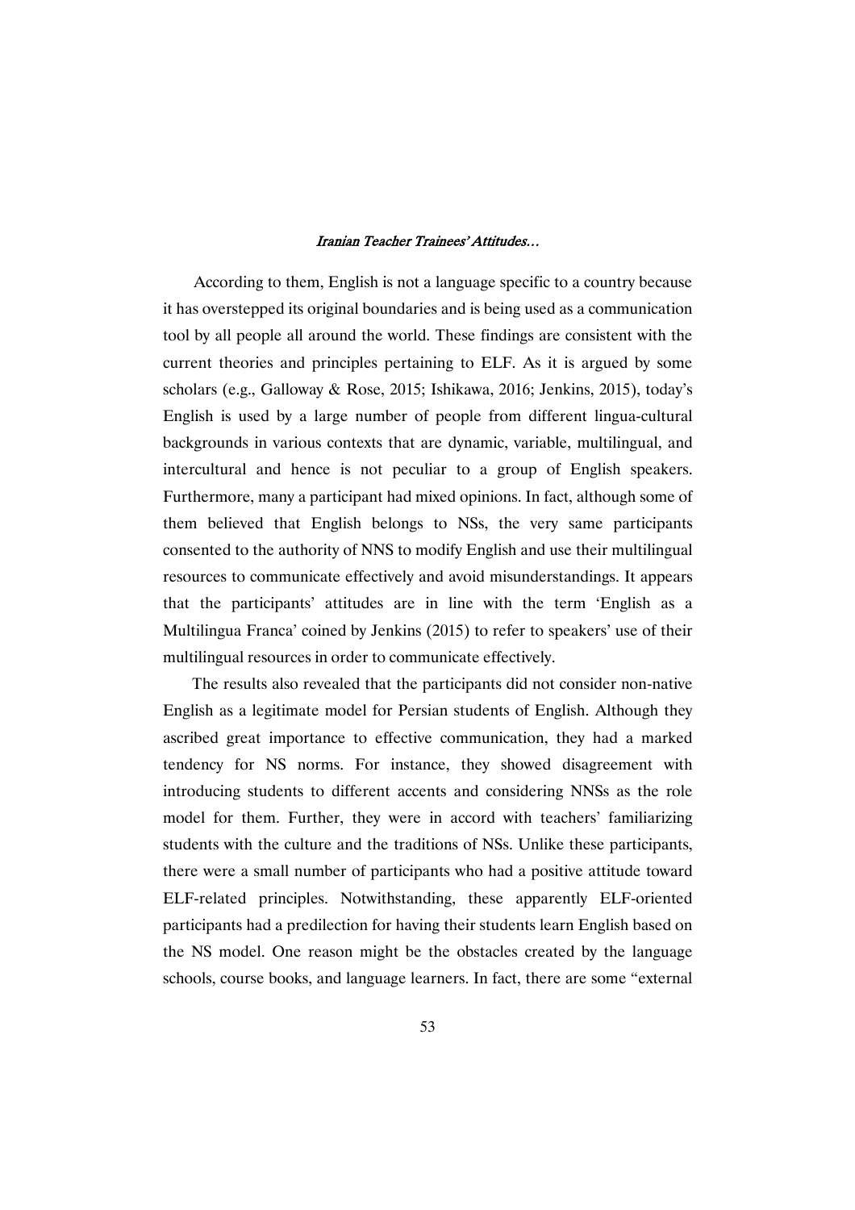According to them, English is not a language specific to a country because it has overstepped its original boundaries and is being used as a communication tool by all people all around the world. These findings are consistent with the current theories and principles pertaining to ELF. As it is argued by some scholars (e.g., Galloway & Rose, 2015; Ishikawa, 2016; Jenkins, 2015), today's English is used by a large number of people from different lingua-cultural backgrounds in various contexts that are dynamic, variable, multilingual, and intercultural and hence is not peculiar to a group of English speakers. Furthermore, many a participant had mixed opinions. In fact, although some of them believed that English belongs to NSs, the very same participants consented to the authority of NNS to modify English and use their multilingual resources to communicate effectively and avoid misunderstandings. It appears that the participants' attitudes are in line with the term 'English as a Multilingua Franca' coined by Jenkins (2015) to refer to speakers' use of their multilingual resources in order to communicate effectively.

The results also revealed that the participants did not consider non-native English as a legitimate model for Persian students of English. Although they ascribed great importance to effective communication, they had a marked tendency for NS norms. For instance, they showed disagreement with introducing students to different accents and considering NNSs as the role model for them. Further, they were in accord with teachers' familiarizing students with the culture and the traditions of NSs. Unlike these participants, there were a small number of participants who had a positive attitude toward ELF-related principles. Notwithstanding, these apparently ELF-oriented participants had a predilection for having their students learn English based on the NS model. One reason might be the obstacles created by the language schools, course books, and language learners. In fact, there are some "external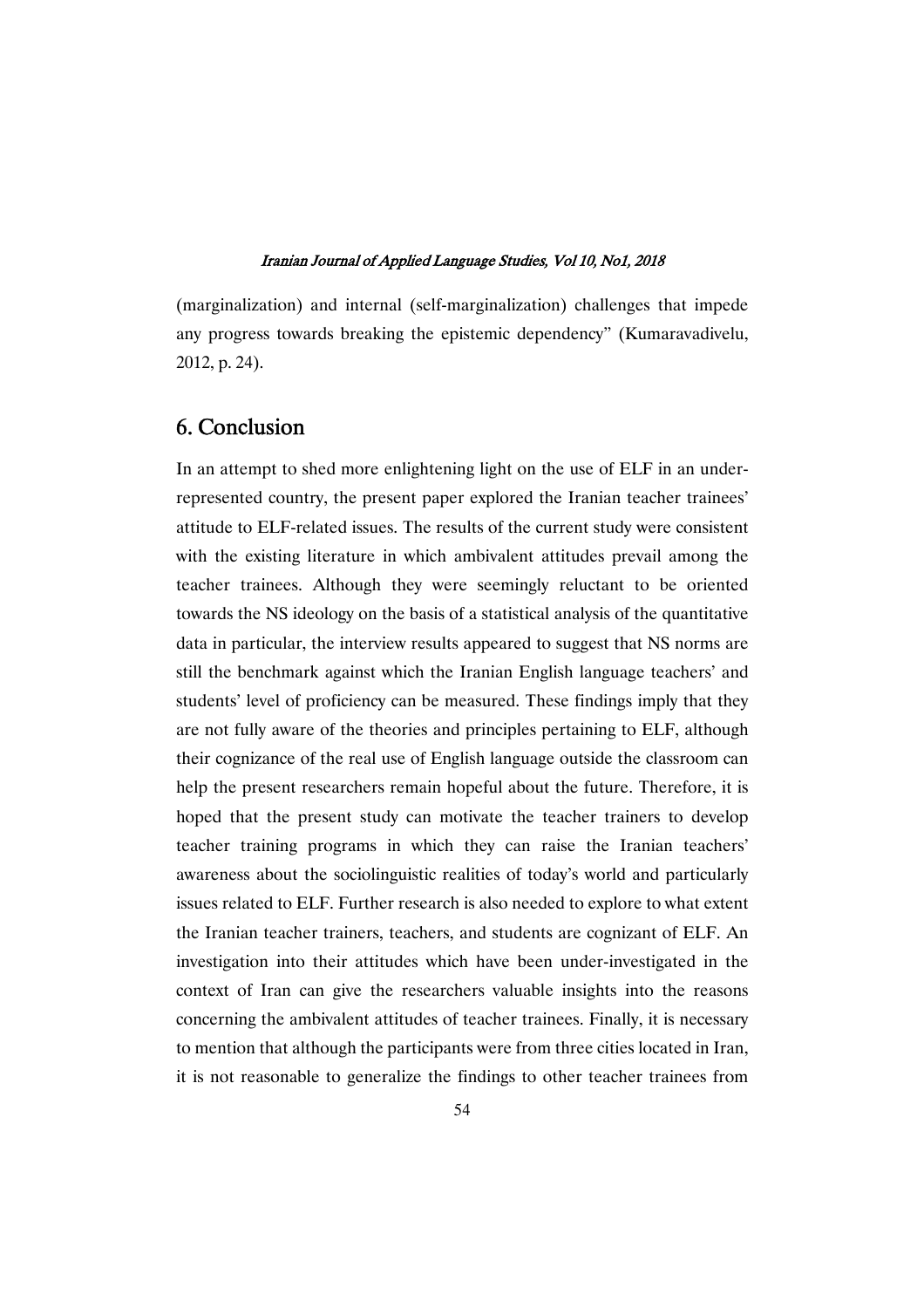(marginalization) and internal (self-marginalization) challenges that impede any progress towards breaking the epistemic dependency" (Kumaravadivelu, 2012, p. 24).

## 6. Conclusion

In an attempt to shed more enlightening light on the use of ELF in an under-represented country, the present paper explored the Iranian teacher trainees' attitude to ELF-related issues. The results of the current study were consistent with the existing literature in which ambivalent attitudes prevail among the teacher trainees. Although they were seemingly reluctant to be oriented towards the NS ideology on the basis of a statistical analysis of the quantitative data in particular, the interview results appeared to suggest that NS norms are still the benchmark against which the Iranian English language teachers' and students' level of proficiency can be measured. These findings imply that they are not fully aware of the theories and principles pertaining to ELF, although their cognizance of the real use of English language outside the classroom can help the present researchers remain hopeful about the future. Therefore, it is hoped that the present study can motivate the teacher trainers to develop teacher training programs in which they can raise the Iranian teachers' awareness about the sociolinguistic realities of today's world and particularly issues related to ELF. Further research is also needed to explore to what extent the Iranian teacher trainers, teachers, and students are cognizant of ELF. An investigation into their attitudes which have been under-investigated in the context of Iran can give the researchers valuable insights into the reasons concerning the ambivalent attitudes of teacher trainees. Finally, it is necessary to mention that although the participants were from three cities located in Iran, it is not reasonable to generalize the findings to other teacher trainees from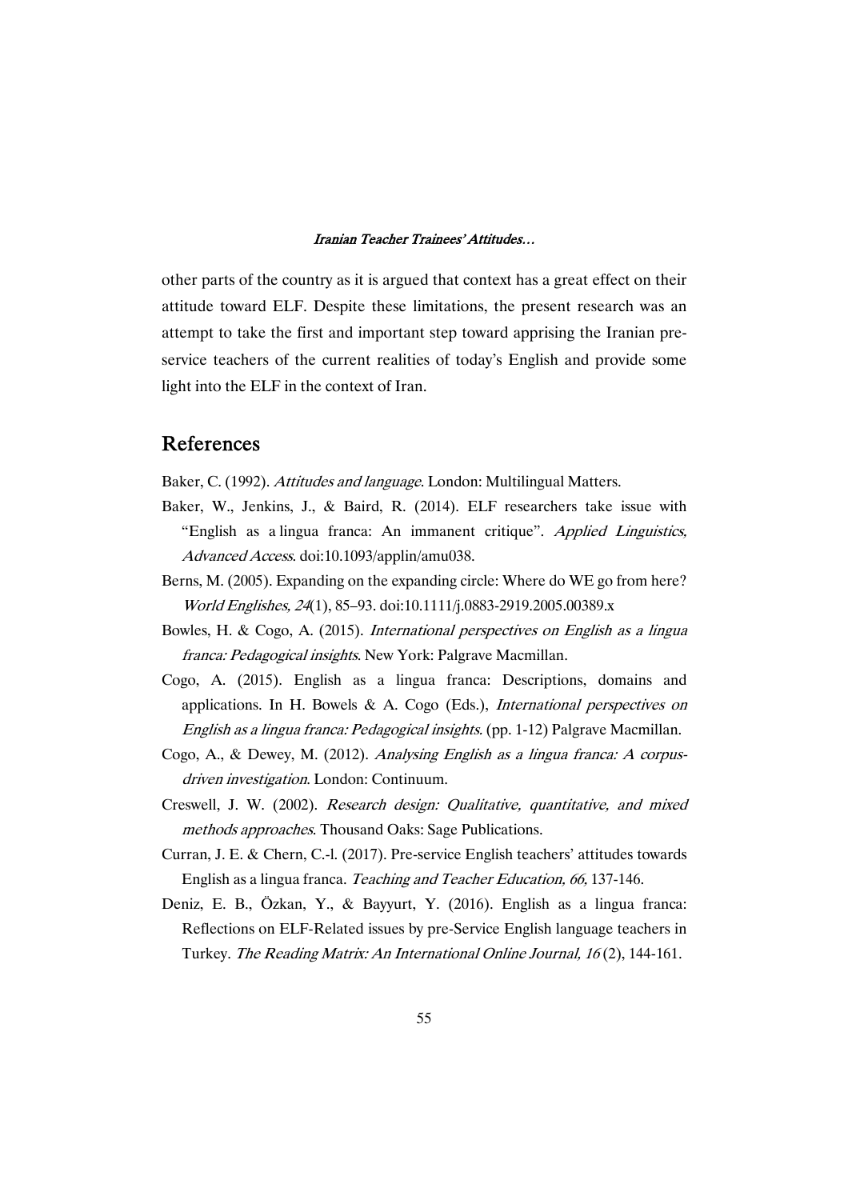other parts of the country as it is argued that context has a great effect on their attitude toward ELF. Despite these limitations, the present research was an attempt to take the first and important step toward apprising the Iranian pre-service teachers of the current realities of today's English and provide some light into the ELF in the context of Iran.

## References

Baker, C. (1992). *Attitudes and language*. London: Multilingual Matters.

Baker, W., Jenkins, J., & Baird, R. (2014). ELF researchers take issue with "English as a lingua franca: An immanent critique". *Applied Linguistics, Advanced Access*. doi:10.1093/applin/amu038.

Berns, M. (2005). Expanding on the expanding circle: Where do WE go from here? *World Englishes, 24*(1), 85–93. doi:10.1111/j.0883-2919.2005.00389.x

Bowles, H. & Cogo, A. (2015). *International perspectives on English as a lingua franca: Pedagogical insights*. New York: Palgrave Macmillan.

Cogo, A. (2015). English as a lingua franca: Descriptions, domains and applications. In H. Bowels & A. Cogo (Eds.), *International perspectives on English as a lingua franca: Pedagogical insights*. (pp. 1-12) Palgrave Macmillan.

Cogo, A., & Dewey, M. (2012). *Analysing English as a lingua franca: A corpus-driven investigation*. London: Continuum.

Creswell, J. W. (2002). *Research design: Qualitative, quantitative, and mixed methods approaches*. Thousand Oaks: Sage Publications.

Curran, J. E. & Chern, C.-l. (2017). Pre-service English teachers' attitudes towards English as a lingua franca. *Teaching and Teacher Education, 66,* 137-146.

Deniz, E. B., Özkan, Y., & Bayyurt, Y. (2016). English as a lingua franca: Reflections on ELF-Related issues by pre-Service English language teachers in Turkey. *The Reading Matrix: An International Online Journal, 16* (2), 144-161.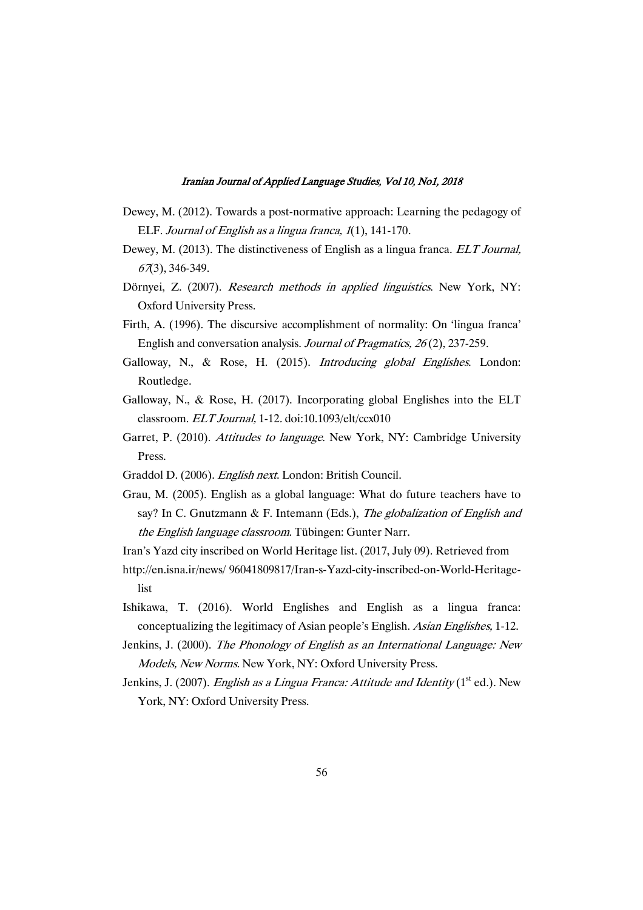Dewey, M. (2012). Towards a post-normative approach: Learning the pedagogy of ELF. *Journal of English as a lingua franca, 1*(1), 141-170.

Dewey, M. (2013). The distinctiveness of English as a lingua franca. *ELT Journal, 67*(3), 346-349.

Dörnyei, Z. (2007). *Research methods in applied linguistics*. New York, NY: Oxford University Press.

Firth, A. (1996). The discursive accomplishment of normality: On 'lingua franca' English and conversation analysis. *Journal of Pragmatics, 26* (2), 237-259.

Galloway, N., & Rose, H. (2015). *Introducing global Englishes*. London: Routledge.

Galloway, N., & Rose, H. (2017). Incorporating global Englishes into the ELT classroom. *ELT Journal,* 1-12. doi:10.1093/elt/ccx010

Garret, P. (2010). *Attitudes to language*. New York, NY: Cambridge University Press.

Graddol D. (2006). *English next*. London: British Council.

Grau, M. (2005). English as a global language: What do future teachers have to say? In C. Gnutzmann & F. Intemann (Eds.), *The globalization of English and the English language classroom*. Tübingen: Gunter Narr.

Iran's Yazd city inscribed on World Heritage list. (2017, July 09). Retrieved from http://en.isna.ir/news/ 96041809817/Iran-s-Yazd-city-inscribed-on-World-Heritage-list

Ishikawa, T. (2016). World Englishes and English as a lingua franca: conceptualizing the legitimacy of Asian people's English. *Asian Englishes,* 1-12.

Jenkins, J. (2000). *The Phonology of English as an International Language: New Models, New Norms*. New York, NY: Oxford University Press.

Jenkins, J. (2007). *English as a Lingua Franca: Attitude and Identity* (1st ed.). New York, NY: Oxford University Press.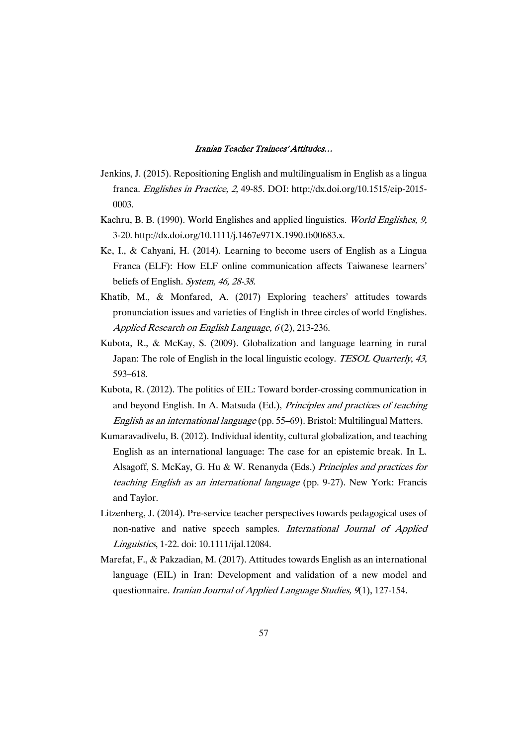Jenkins, J. (2015). Repositioning English and multilingualism in English as a lingua franca. *Englishes in Practice, 2,* 49-85. DOI: http://dx.doi.org/10.1515/eip-2015-0003.

Kachru, B. B. (1990). World Englishes and applied linguistics. *World Englishes, 9,* 3-20. http://dx.doi.org/10.1111/j.1467e971X.1990.tb00683.x.

Ke, I., & Cahyani, H. (2014). Learning to become users of English as a Lingua Franca (ELF): How ELF online communication affects Taiwanese learners' beliefs of English. *System, 46, 28-38.*

Khatib, M., & Monfared, A. (2017) Exploring teachers' attitudes towards pronunciation issues and varieties of English in three circles of world Englishes. *Applied Research on English Language, 6* (2), 213-236.

Kubota, R., & McKay, S. (2009). Globalization and language learning in rural Japan: The role of English in the local linguistic ecology. *TESOL Quarterly*, *43*, 593–618.

Kubota, R. (2012). The politics of EIL: Toward border-crossing communication in and beyond English. In A. Matsuda (Ed.), *Principles and practices of teaching English as an international language* (pp. 55–69). Bristol: Multilingual Matters.

Kumaravadivelu, B. (2012). Individual identity, cultural globalization, and teaching English as an international language: The case for an epistemic break. In L. Alsagoff, S. McKay, G. Hu & W. Renanyda (Eds.) *Principles and practices for teaching English as an international language* (pp. 9-27). New York: Francis and Taylor.

Litzenberg, J. (2014). Pre-service teacher perspectives towards pedagogical uses of non-native and native speech samples. *International Journal of Applied Linguistics*, 1-22. doi: 10.1111/ijal.12084.

Marefat, F., & Pakzadian, M. (2017). Attitudes towards English as an international language (EIL) in Iran: Development and validation of a new model and questionnaire. *Iranian Journal of Applied Language Studies, 9*(1), 127-154.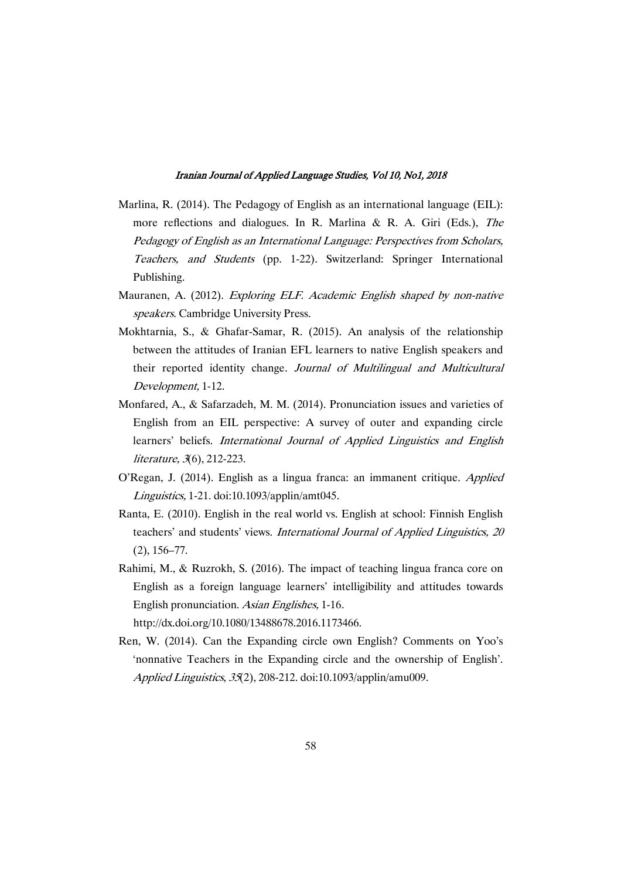Marlina, R. (2014). The Pedagogy of English as an international language (EIL): more reflections and dialogues. In R. Marlina & R. A. Giri (Eds.), *The Pedagogy of English as an International Language: Perspectives from Scholars, Teachers, and Students* (pp. 1-22). Switzerland: Springer International Publishing.

Mauranen, A. (2012). *Exploring ELF. Academic English shaped by non-native speakers*. Cambridge University Press.

Mokhtarnia, S., & Ghafar-Samar, R. (2015). An analysis of the relationship between the attitudes of Iranian EFL learners to native English speakers and their reported identity change. *Journal of Multilingual and Multicultural Development,* 1-12.

Monfared, A., & Safarzadeh, M. M. (2014). Pronunciation issues and varieties of English from an EIL perspective: A survey of outer and expanding circle learners' beliefs. *International Journal of Applied Linguistics and English literature, 3*(6), 212-223.

O'Regan, J. (2014). English as a lingua franca: an immanent critique. *Applied Linguistics,* 1-21. doi:10.1093/applin/amt045.

Ranta, E. (2010). English in the real world vs. English at school: Finnish English teachers' and students' views. *International Journal of Applied Linguistics, 20* (2), 156–77.

Rahimi, M., & Ruzrokh, S. (2016). The impact of teaching lingua franca core on English as a foreign language learners' intelligibility and attitudes towards English pronunciation. *Asian Englishes,* 1-16. http://dx.doi.org/10.1080/13488678.2016.1173466.

Ren, W. (2014). Can the Expanding circle own English? Comments on Yoo's 'nonnative Teachers in the Expanding circle and the ownership of English'. *Applied Linguistics*, *35*(2), 208-212. doi:10.1093/applin/amu009.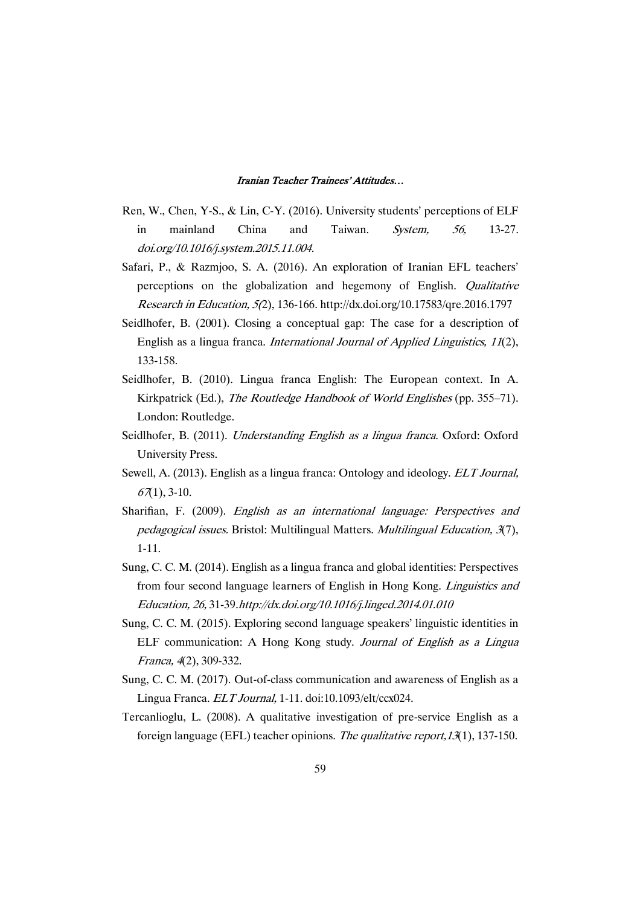Ren, W., Chen, Y-S., & Lin, C-Y. (2016). University students' perceptions of ELF in mainland China and Taiwan. *System, 56,* 13-27. *doi.org/10.1016/j.system.2015.11.004.*

Safari, P., & Razmjoo, S. A. (2016). An exploration of Iranian EFL teachers' perceptions on the globalization and hegemony of English. *Qualitative Research in Education, 5(*2), 136-166. http://dx.doi.org/10.17583/qre.2016.1797

Seidlhofer, B. (2001). Closing a conceptual gap: The case for a description of English as a lingua franca. *International Journal of Applied Linguistics, 11*(2), 133-158.

Seidlhofer, B. (2010). Lingua franca English: The European context. In A. Kirkpatrick (Ed.), *The Routledge Handbook of World Englishes* (pp. 355–71). London: Routledge.

Seidlhofer, B. (2011). *Understanding English as a lingua franca*. Oxford: Oxford University Press.

Sewell, A. (2013). English as a lingua franca: Ontology and ideology. *ELT Journal, 67*(1), 3-10.

Sharifian, F. (2009). *English as an international language: Perspectives and pedagogical issues.* Bristol: Multilingual Matters. *Multilingual Education, 3*(7), 1-11.

Sung, C. C. M. (2014). English as a lingua franca and global identities: Perspectives from four second language learners of English in Hong Kong. *Linguistics and Education, 26,* 31-39.*http://dx.doi.org/10.1016/j.linged.2014.01.010*

Sung, C. C. M. (2015). Exploring second language speakers' linguistic identities in ELF communication: A Hong Kong study. *Journal of English as a Lingua Franca, 4*(2), 309-332.

Sung, C. C. M. (2017). Out-of-class communication and awareness of English as a Lingua Franca. *ELT Journal,* 1-11. doi:10.1093/elt/ccx024.

Tercanlioglu, L. (2008). A qualitative investigation of pre-service English as a foreign language (EFL) teacher opinions. *The qualitative report,13*(1), 137-150.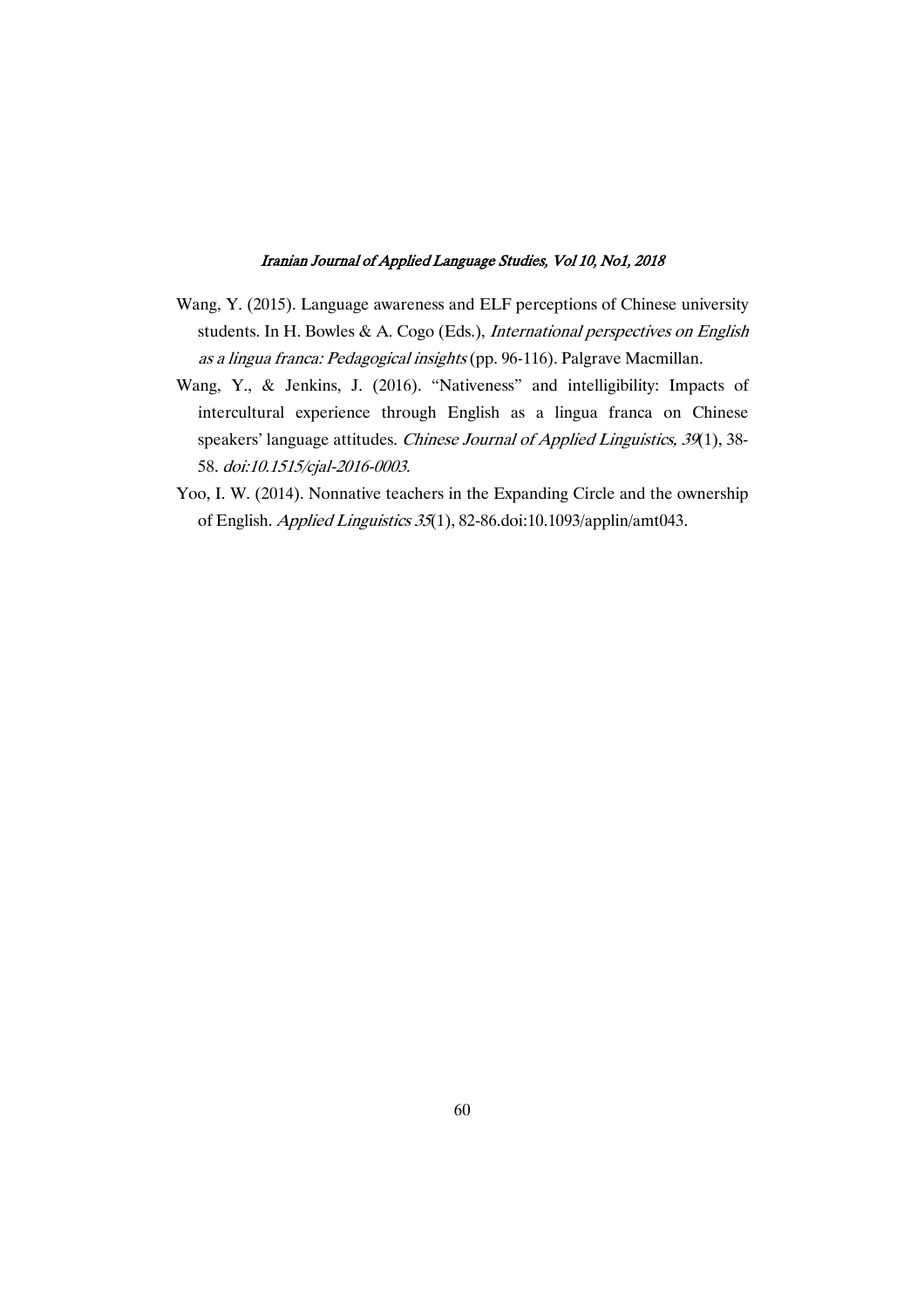Wang, Y. (2015). Language awareness and ELF perceptions of Chinese university students. In H. Bowles & A. Cogo (Eds.), *International perspectives on English as a lingua franca: Pedagogical insights* (pp. 96-116). Palgrave Macmillan.

Wang, Y., & Jenkins, J. (2016). "Nativeness" and intelligibility: Impacts of intercultural experience through English as a lingua franca on Chinese speakers' language attitudes. *Chinese Journal of Applied Linguistics, 39*(1), 38-58. *doi:10.1515/cjal-2016-0003.*

Yoo, I. W. (2014). Nonnative teachers in the Expanding Circle and the ownership of English. *Applied Linguistics 35*(1), 82-86.doi:10.1093/applin/amt043.